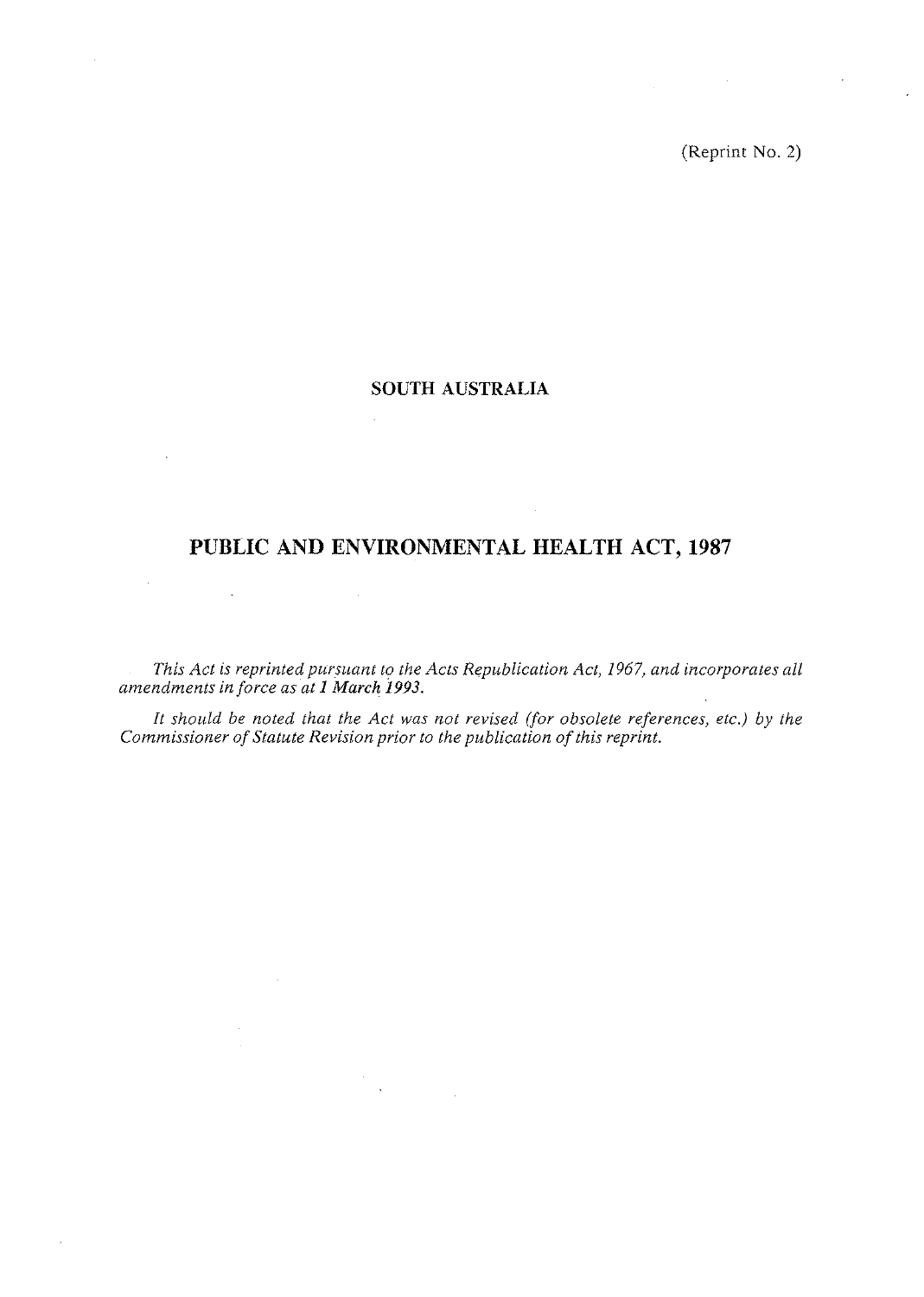(Reprint No. 2)

## SOUTH AUSTRALIA

# PUBLIC AND ENVIRONMENTAL HEALTH ACT, 1987

*This Act is reprinted pursuant to the Acts Republication Act, 1967, and incorporates all amendments in force as at 1 March 1993.*

*It should be noted that the Act was not revised (for obsolete references, etc.) by the Commissioner of Statute Revision prior to the publication of this reprint.*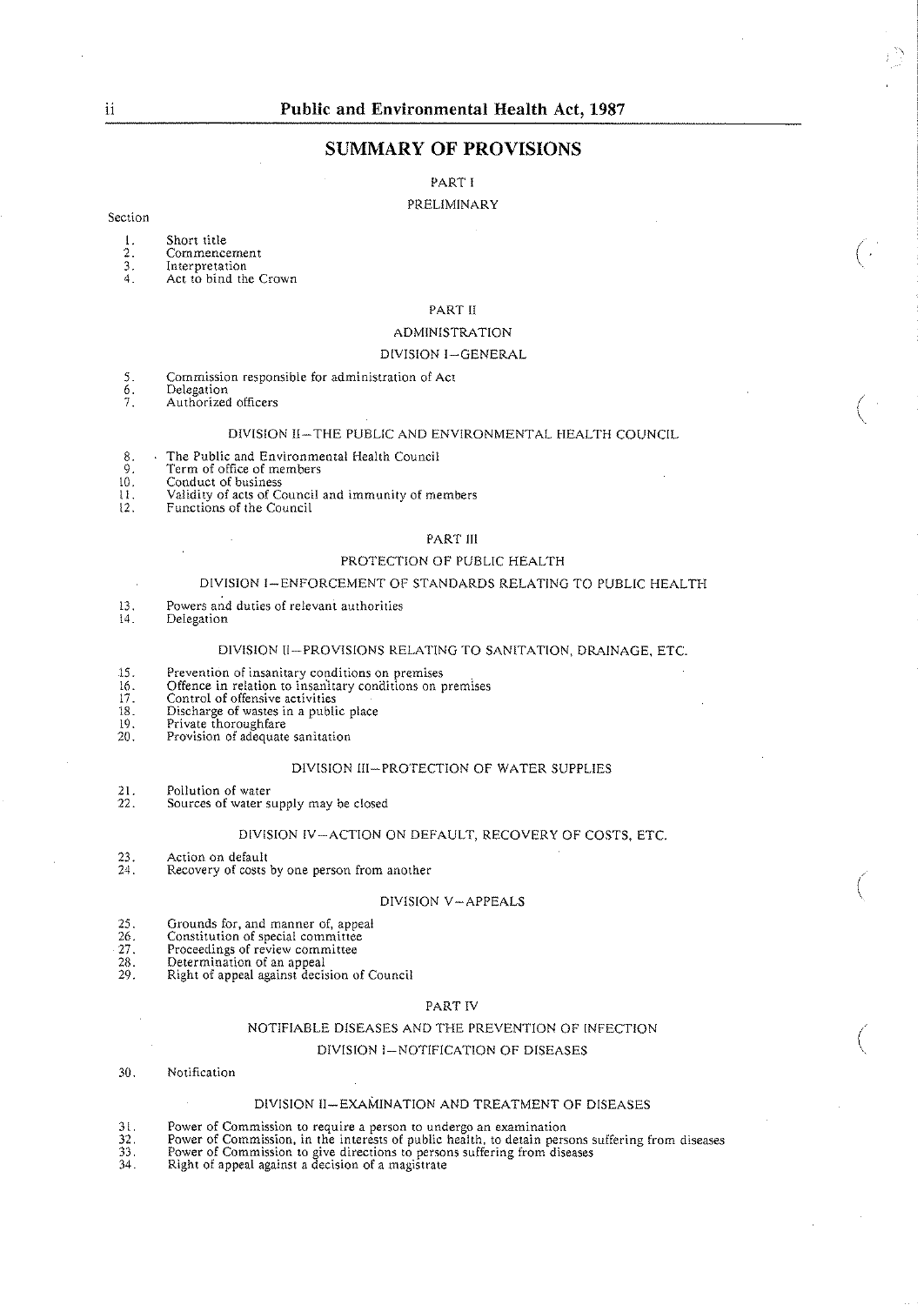# SUMMARY OF PROVISIONS

## PART I

### PRELIMINARY

Section

1. Short title
2. Commencement
3. Interpretation
4. Act to bind the Crown

## PART II

### ADMINISTRATION

#### DIVISION I—GENERAL

5. Commission responsible for administration of Act
6. Delegation
7. Authorized officers

#### DIVISION II—THE PUBLIC AND ENVIRONMENTAL HEALTH COUNCIL

8. The Public and Environmental Health Council
9. Term of office of members
10. Conduct of business
11. Validity of acts of Council and immunity of members
12. Functions of the Council

## PART III

### PROTECTION OF PUBLIC HEALTH

#### DIVISION I—ENFORCEMENT OF STANDARDS RELATING TO PUBLIC HEALTH

13. Powers and duties of relevant authorities
14. Delegation

#### DIVISION II—PROVISIONS RELATING TO SANITATION, DRAINAGE, ETC.

15. Prevention of insanitary conditions on premises
16. Offence in relation to insanitary conditions on premises
17. Control of offensive activities
18. Discharge of wastes in a public place
19. Private thoroughfare
20. Provision of adequate sanitation

#### DIVISION III—PROTECTION OF WATER SUPPLIES

21. Pollution of water
22. Sources of water supply may be closed

#### DIVISION IV—ACTION ON DEFAULT, RECOVERY OF COSTS, ETC.

23. Action on default
24. Recovery of costs by one person from another

#### DIVISION V—APPEALS

25. Grounds for, and manner of, appeal
26. Constitution of special committee
27. Proceedings of review committee
28. Determination of an appeal
29. Right of appeal against decision of Council

## PART IV

### NOTIFIABLE DISEASES AND THE PREVENTION OF INFECTION

#### DIVISION I—NOTIFICATION OF DISEASES

30. Notification

#### DIVISION II—EXAMINATION AND TREATMENT OF DISEASES

31. Power of Commission to require a person to undergo an examination
32. Power of Commission, in the interests of public health, to detain persons suffering from diseases
33. Power of Commission to give directions to persons suffering from diseases
34. Right of appeal against a decision of a magistrate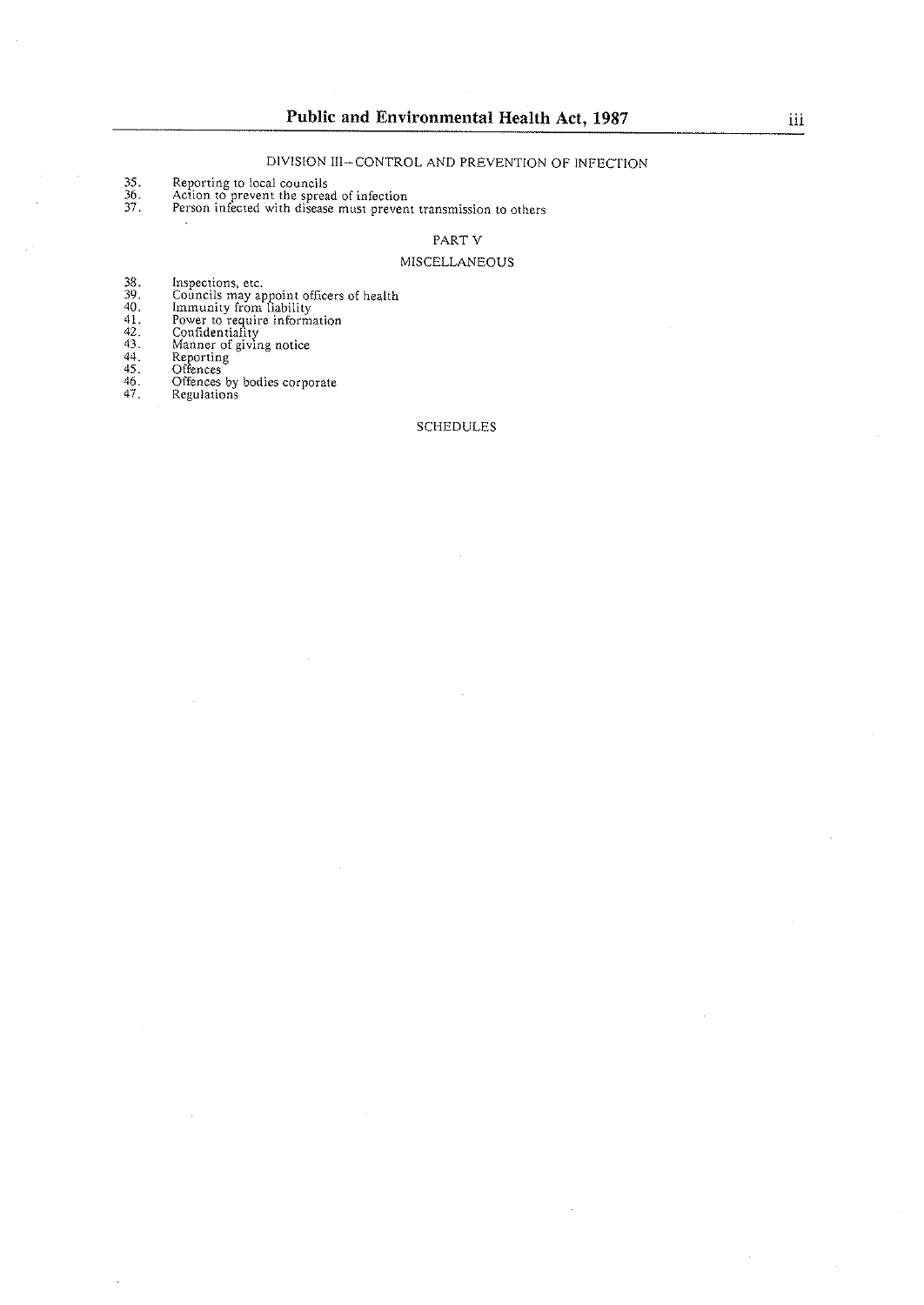DIVISION III—CONTROL AND PREVENTION OF INFECTION

35. Reporting to local councils
36. Action to prevent the spread of infection
37. Person infected with disease must prevent transmission to others

PART V

MISCELLANEOUS

38. Inspections, etc.
39. Councils may appoint officers of health
40. Immunity from liability
41. Power to require information
42. Confidentiality
43. Manner of giving notice
44. Reporting
45. Offences
46. Offences by bodies corporate
47. Regulations

SCHEDULES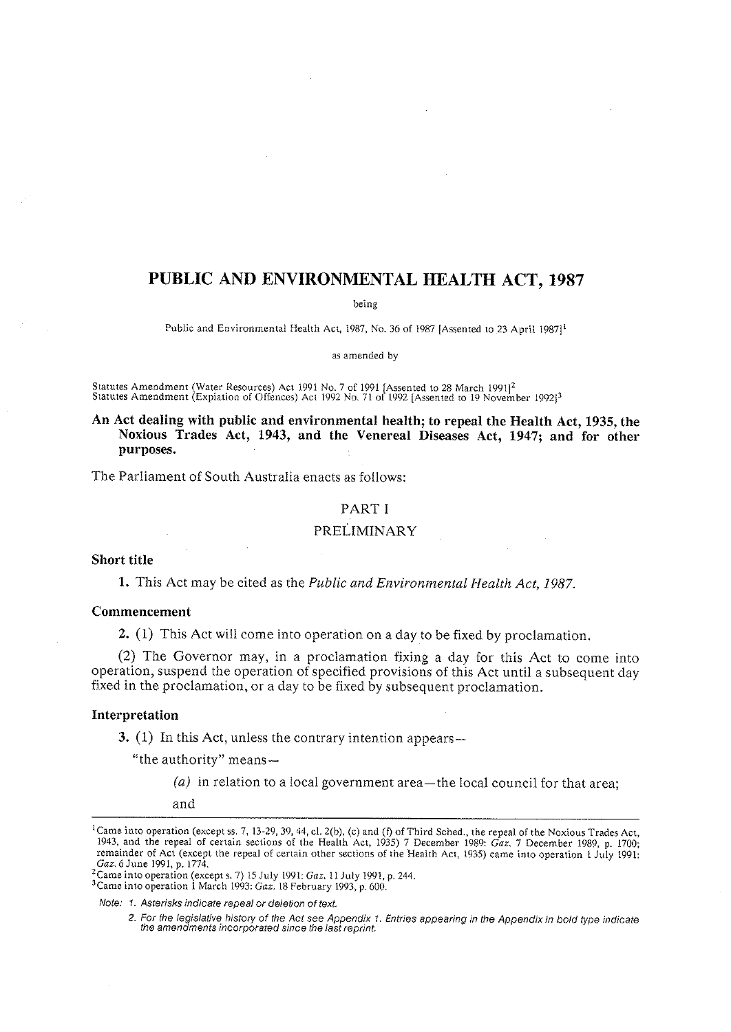# PUBLIC AND ENVIRONMENTAL HEALTH ACT, 1987

being

Public and Environmental Health Act, 1987, No. 36 of 1987 [Assented to 23 April 1987][1]

as amended by

Statutes Amendment (Water Resources) Act 1991 No. 7 of 1991 [Assented to 28 March 1991][2]
Statutes Amendment (Expiation of Offences) Act 1992 No. 71 of 1992 [Assented to 19 November 1992][3]

**An Act dealing with public and environmental health; to repeal the Health Act, 1935, the Noxious Trades Act, 1943, and the Venereal Diseases Act, 1947; and for other purposes.**

The Parliament of South Australia enacts as follows:

## PART I

## PRELIMINARY

### Short title

**1.** This Act may be cited as the *Public and Environmental Health Act, 1987.*

### Commencement

**2.** (1) This Act will come into operation on a day to be fixed by proclamation.

(2) The Governor may, in a proclamation fixing a day for this Act to come into operation, suspend the operation of specified provisions of this Act until a subsequent day fixed in the proclamation, or a day to be fixed by subsequent proclamation.

### Interpretation

**3.** (1) In this Act, unless the contrary intention appears—

"the authority" means—

(*a*) in relation to a local government area—the local council for that area;

and

---

[1] Came into operation (except ss. 7, 13-29, 39, 44, cl. 2(b), (c) and (f) of Third Sched., the repeal of the Noxious Trades Act, 1943, and the repeal of certain sections of the Health Act, 1935) 7 December 1989: *Gaz.* 7 December 1989, p. 1700; remainder of Act (except the repeal of certain other sections of the Health Act, 1935) came into operation 1 July 1991: *Gaz.* 6 June 1991, p. 1774.

[2] Came into operation (except s. 7) 15 July 1991: *Gaz.* 11 July 1991, p. 244.

[3] Came into operation 1 March 1993: *Gaz.* 18 February 1993, p. 600.

*Note: 1. Asterisks indicate repeal or deletion of text.*

*2. For the legislative history of the Act see Appendix 1. Entries appearing in the Appendix in bold type indicate the amendments incorporated since the last reprint.*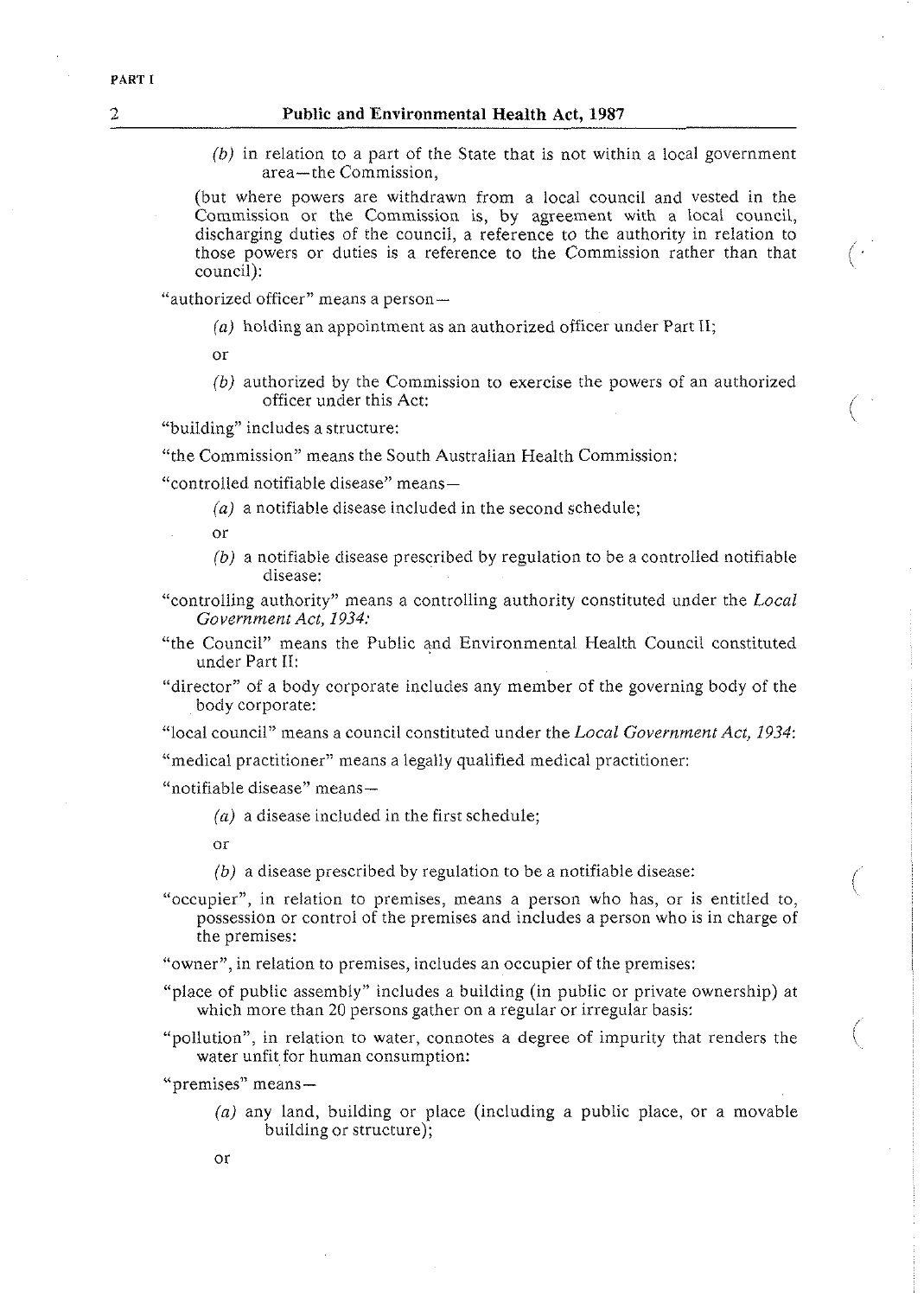(b) in relation to a part of the State that is not within a local government area—the Commission,

(but where powers are withdrawn from a local council and vested in the Commission or the Commission is, by agreement with a local council, discharging duties of the council, a reference to the authority in relation to those powers or duties is a reference to the Commission rather than that council):

"authorized officer" means a person—

(a) holding an appointment as an authorized officer under Part II;

or

(b) authorized by the Commission to exercise the powers of an authorized officer under this Act:

"building" includes a structure:

"the Commission" means the South Australian Health Commission:

"controlled notifiable disease" means—

(a) a notifiable disease included in the second schedule;

or

(b) a notifiable disease prescribed by regulation to be a controlled notifiable disease:

"controlling authority" means a controlling authority constituted under the *Local Government Act, 1934:*

"the Council" means the Public and Environmental Health Council constituted under Part II:

"director" of a body corporate includes any member of the governing body of the body corporate:

"local council" means a council constituted under the *Local Government Act, 1934*:

"medical practitioner" means a legally qualified medical practitioner:

"notifiable disease" means—

(a) a disease included in the first schedule;

or

(b) a disease prescribed by regulation to be a notifiable disease:

"occupier", in relation to premises, means a person who has, or is entitled to, possession or control of the premises and includes a person who is in charge of the premises:

"owner", in relation to premises, includes an occupier of the premises:

"place of public assembly" includes a building (in public or private ownership) at which more than 20 persons gather on a regular or irregular basis:

"pollution", in relation to water, connotes a degree of impurity that renders the water unfit for human consumption:

"premises" means—

(a) any land, building or place (including a public place, or a movable building or structure);

or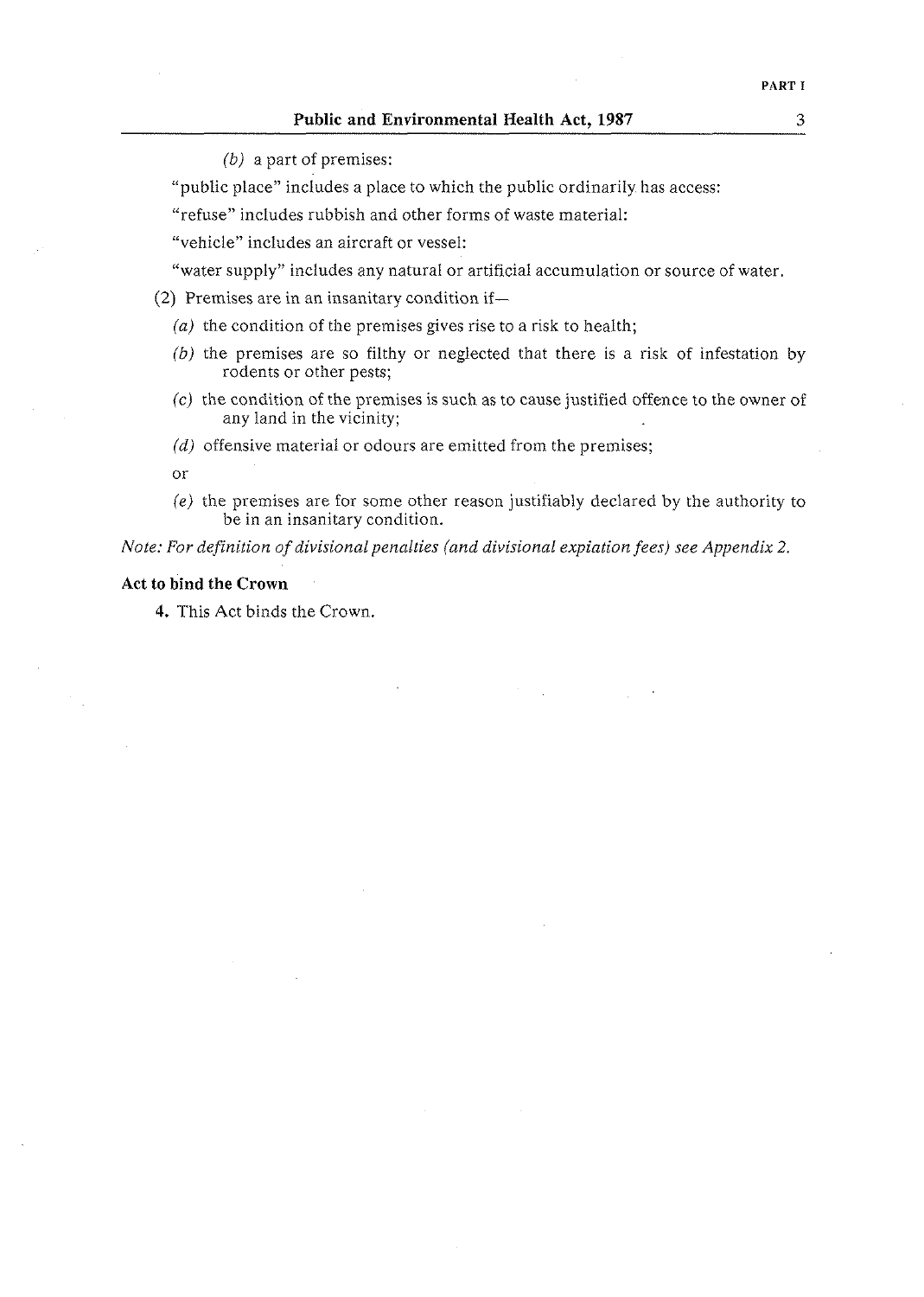(*b*) a part of premises:

"public place" includes a place to which the public ordinarily has access:

"refuse" includes rubbish and other forms of waste material:

"vehicle" includes an aircraft or vessel:

"water supply" includes any natural or artificial accumulation or source of water.

(2) Premises are in an insanitary condition if—

(*a*) the condition of the premises gives rise to a risk to health;

(*b*) the premises are so filthy or neglected that there is a risk of infestation by rodents or other pests;

(*c*) the condition of the premises is such as to cause justified offence to the owner of any land in the vicinity;

(*d*) offensive material or odours are emitted from the premises;

or

(*e*) the premises are for some other reason justifiably declared by the authority to be in an insanitary condition.

*Note: For definition of divisional penalties (and divisional expiation fees) see Appendix 2.*

**Act to bind the Crown**

**4.** This Act binds the Crown.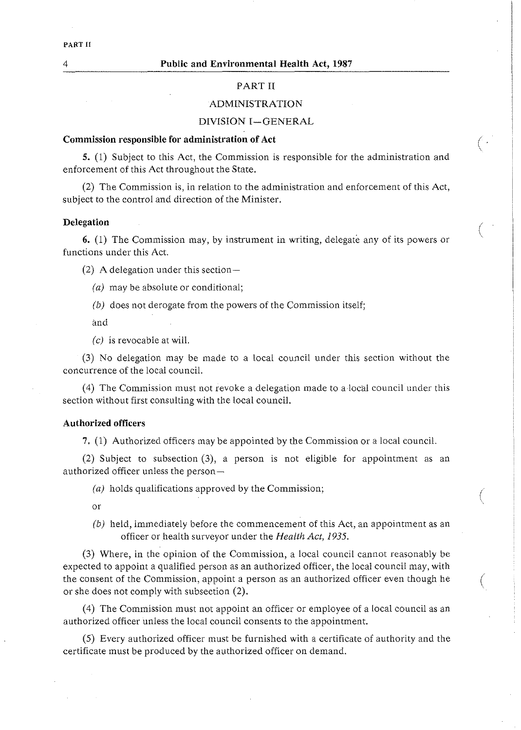## PART II

## ADMINISTRATION

### DIVISION I—GENERAL

**Commission responsible for administration of Act**

**5.** (1) Subject to this Act, the Commission is responsible for the administration and enforcement of this Act throughout the State.

(2) The Commission is, in relation to the administration and enforcement of this Act, subject to the control and direction of the Minister.

**Delegation**

**6.** (1) The Commission may, by instrument in writing, delegate any of its powers or functions under this Act.

(2) A delegation under this section—

*(a)* may be absolute or conditional;

*(b)* does not derogate from the powers of the Commission itself;

and

*(c)* is revocable at will.

(3) No delegation may be made to a local council under this section without the concurrence of the local council.

(4) The Commission must not revoke a delegation made to a local council under this section without first consulting with the local council.

**Authorized officers**

**7.** (1) Authorized officers may be appointed by the Commission or a local council.

(2) Subject to subsection (3), a person is not eligible for appointment as an authorized officer unless the person—

*(a)* holds qualifications approved by the Commission;

or

*(b)* held, immediately before the commencement of this Act, an appointment as an officer or health surveyor under the *Health Act, 1935*.

(3) Where, in the opinion of the Commission, a local council cannot reasonably be expected to appoint a qualified person as an authorized officer, the local council may, with the consent of the Commission, appoint a person as an authorized officer even though he or she does not comply with subsection (2).

(4) The Commission must not appoint an officer or employee of a local council as an authorized officer unless the local council consents to the appointment.

(5) Every authorized officer must be furnished with a certificate of authority and the certificate must be produced by the authorized officer on demand.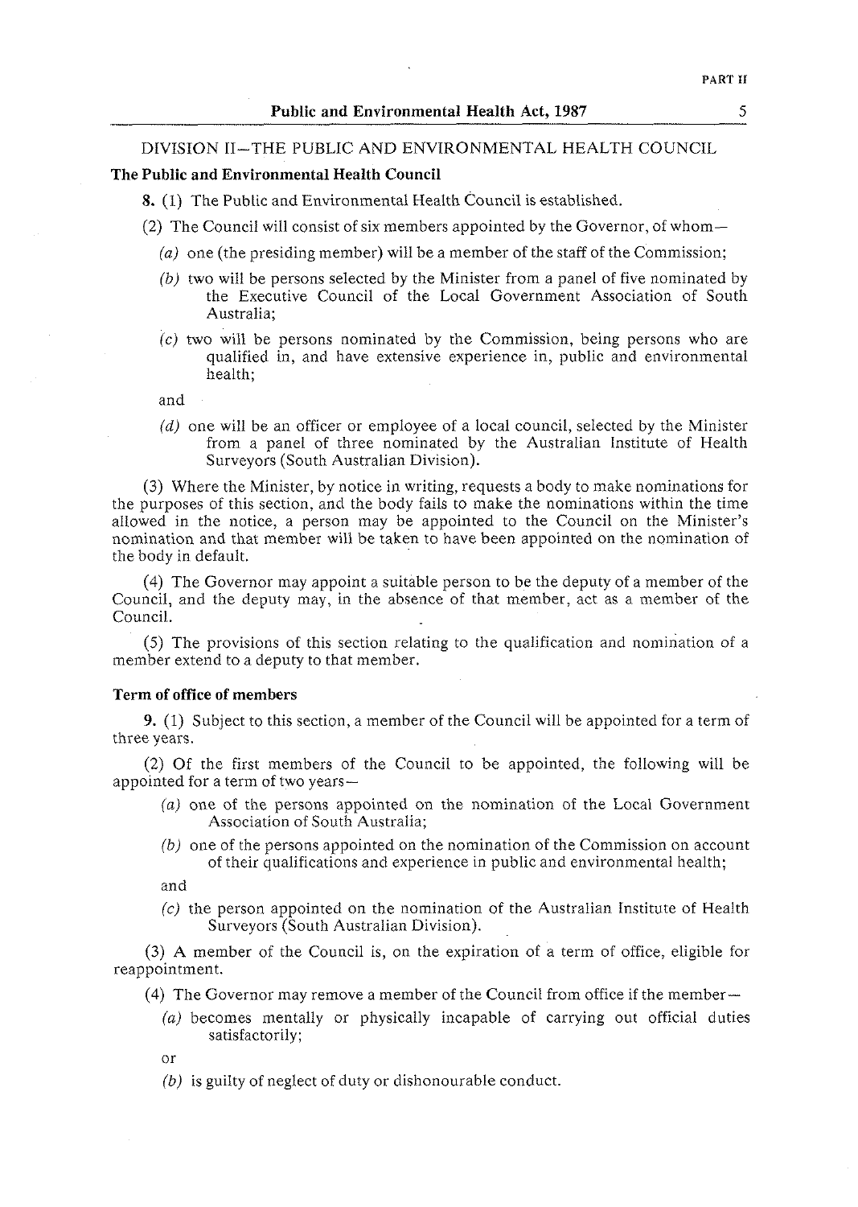DIVISION II—THE PUBLIC AND ENVIRONMENTAL HEALTH COUNCIL

**The Public and Environmental Health Council**

**8.** (1) The Public and Environmental Health Council is established.

(2) The Council will consist of six members appointed by the Governor, of whom—

*(a)* one (the presiding member) will be a member of the staff of the Commission;

*(b)* two will be persons selected by the Minister from a panel of five nominated by the Executive Council of the Local Government Association of South Australia;

*(c)* two will be persons nominated by the Commission, being persons who are qualified in, and have extensive experience in, public and environmental health;

and

*(d)* one will be an officer or employee of a local council, selected by the Minister from a panel of three nominated by the Australian Institute of Health Surveyors (South Australian Division).

(3) Where the Minister, by notice in writing, requests a body to make nominations for the purposes of this section, and the body fails to make the nominations within the time allowed in the notice, a person may be appointed to the Council on the Minister's nomination and that member will be taken to have been appointed on the nomination of the body in default.

(4) The Governor may appoint a suitable person to be the deputy of a member of the Council, and the deputy may, in the absence of that member, act as a member of the Council.

(5) The provisions of this section relating to the qualification and nomination of a member extend to a deputy to that member.

**Term of office of members**

**9.** (1) Subject to this section, a member of the Council will be appointed for a term of three years.

(2) Of the first members of the Council to be appointed, the following will be appointed for a term of two years—

*(a)* one of the persons appointed on the nomination of the Local Government Association of South Australia;

*(b)* one of the persons appointed on the nomination of the Commission on account of their qualifications and experience in public and environmental health;

and

*(c)* the person appointed on the nomination of the Australian Institute of Health Surveyors (South Australian Division).

(3) A member of the Council is, on the expiration of a term of office, eligible for reappointment.

(4) The Governor may remove a member of the Council from office if the member—

*(a)* becomes mentally or physically incapable of carrying out official duties satisfactorily;

or

*(b)* is guilty of neglect of duty or dishonourable conduct.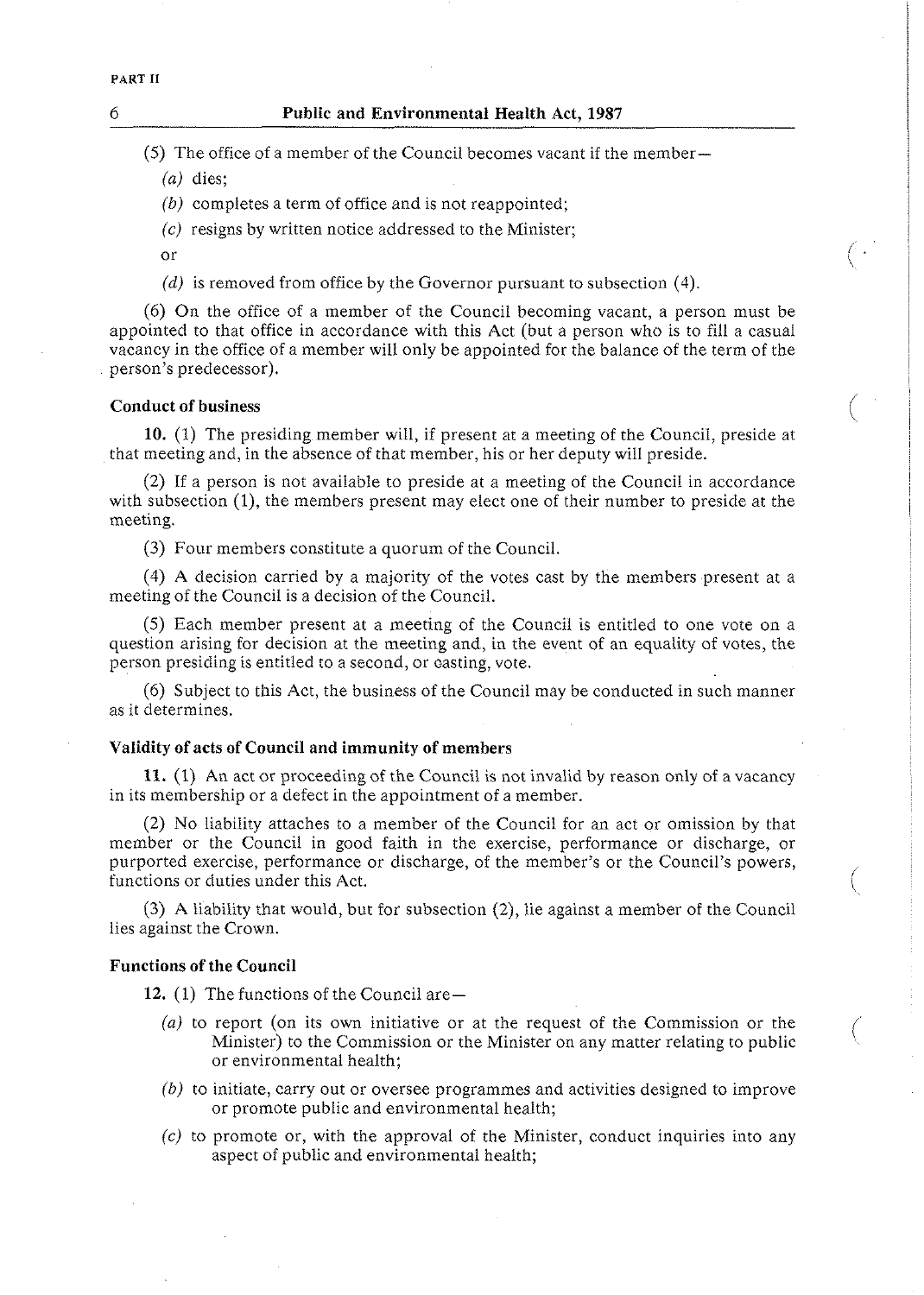(5) The office of a member of the Council becomes vacant if the member—

*(a)* dies;

*(b)* completes a term of office and is not reappointed;

*(c)* resigns by written notice addressed to the Minister;

or

*(d)* is removed from office by the Governor pursuant to subsection (4).

(6) On the office of a member of the Council becoming vacant, a person must be appointed to that office in accordance with this Act (but a person who is to fill a casual vacancy in the office of a member will only be appointed for the balance of the term of the person's predecessor).

**Conduct of business**

**10.** (1) The presiding member will, if present at a meeting of the Council, preside at that meeting and, in the absence of that member, his or her deputy will preside.

(2) If a person is not available to preside at a meeting of the Council in accordance with subsection (1), the members present may elect one of their number to preside at the meeting.

(3) Four members constitute a quorum of the Council.

(4) A decision carried by a majority of the votes cast by the members present at a meeting of the Council is a decision of the Council.

(5) Each member present at a meeting of the Council is entitled to one vote on a question arising for decision at the meeting and, in the event of an equality of votes, the person presiding is entitled to a second, or casting, vote.

(6) Subject to this Act, the business of the Council may be conducted in such manner as it determines.

**Validity of acts of Council and immunity of members**

**11.** (1) An act or proceeding of the Council is not invalid by reason only of a vacancy in its membership or a defect in the appointment of a member.

(2) No liability attaches to a member of the Council for an act or omission by that member or the Council in good faith in the exercise, performance or discharge, or purported exercise, performance or discharge, of the member's or the Council's powers, functions or duties under this Act.

(3) A liability that would, but for subsection (2), lie against a member of the Council lies against the Crown.

**Functions of the Council**

**12.** (1) The functions of the Council are—

*(a)* to report (on its own initiative or at the request of the Commission or the Minister) to the Commission or the Minister on any matter relating to public or environmental health;

*(b)* to initiate, carry out or oversee programmes and activities designed to improve or promote public and environmental health;

*(c)* to promote or, with the approval of the Minister, conduct inquiries into any aspect of public and environmental health;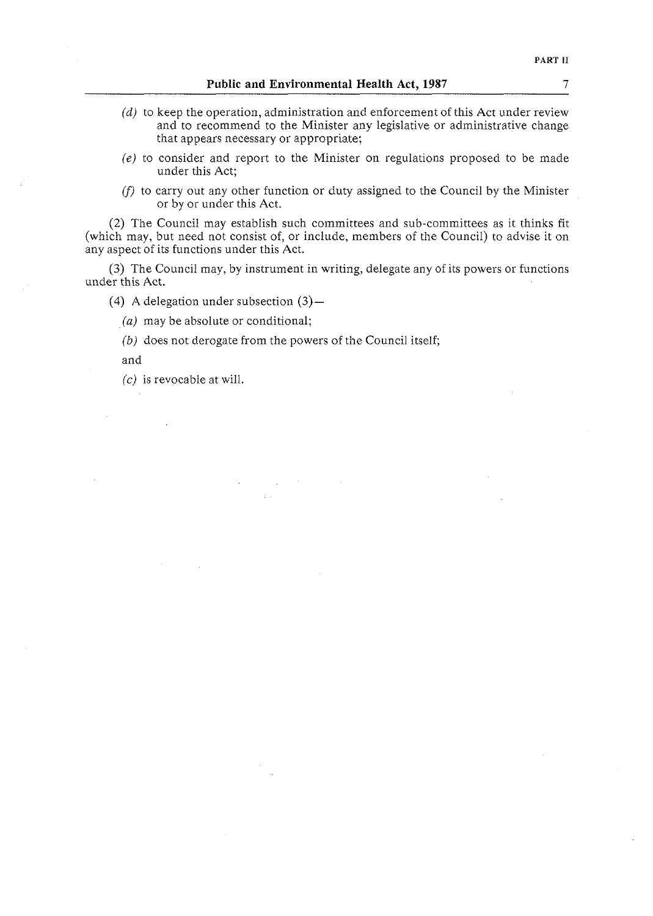*(d)* to keep the operation, administration and enforcement of this Act under review and to recommend to the Minister any legislative or administrative change that appears necessary or appropriate;

*(e)* to consider and report to the Minister on regulations proposed to be made under this Act;

*(f)* to carry out any other function or duty assigned to the Council by the Minister or by or under this Act.

(2) The Council may establish such committees and sub-committees as it thinks fit (which may, but need not consist of, or include, members of the Council) to advise it on any aspect of its functions under this Act.

(3) The Council may, by instrument in writing, delegate any of its powers or functions under this Act.

(4) A delegation under subsection (3)—

*(a)* may be absolute or conditional;

*(b)* does not derogate from the powers of the Council itself;

and

*(c)* is revocable at will.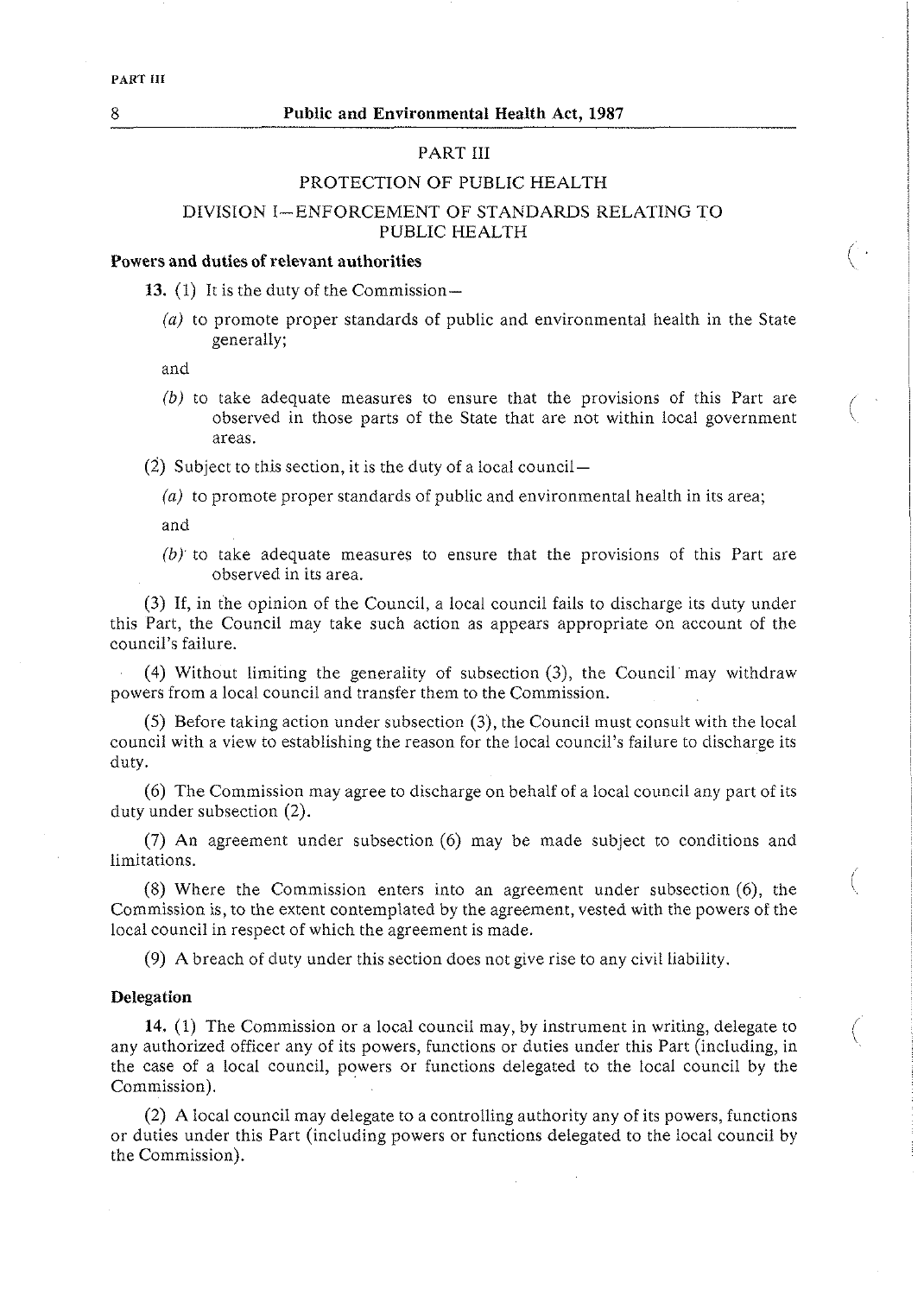## PART III

## PROTECTION OF PUBLIC HEALTH

### DIVISION I—ENFORCEMENT OF STANDARDS RELATING TO PUBLIC HEALTH

**Powers and duties of relevant authorities**

**13.** (1) It is the duty of the Commission—

*(a)* to promote proper standards of public and environmental health in the State generally;

and

*(b)* to take adequate measures to ensure that the provisions of this Part are observed in those parts of the State that are not within local government areas.

(2) Subject to this section, it is the duty of a local council—

*(a)* to promote proper standards of public and environmental health in its area;

and

*(b)* to take adequate measures to ensure that the provisions of this Part are observed in its area.

(3) If, in the opinion of the Council, a local council fails to discharge its duty under this Part, the Council may take such action as appears appropriate on account of the council's failure.

(4) Without limiting the generality of subsection (3), the Council may withdraw powers from a local council and transfer them to the Commission.

(5) Before taking action under subsection (3), the Council must consult with the local council with a view to establishing the reason for the local council's failure to discharge its duty.

(6) The Commission may agree to discharge on behalf of a local council any part of its duty under subsection (2).

(7) An agreement under subsection (6) may be made subject to conditions and limitations.

(8) Where the Commission enters into an agreement under subsection (6), the Commission is, to the extent contemplated by the agreement, vested with the powers of the local council in respect of which the agreement is made.

(9) A breach of duty under this section does not give rise to any civil liability.

**Delegation**

**14.** (1) The Commission or a local council may, by instrument in writing, delegate to any authorized officer any of its powers, functions or duties under this Part (including, in the case of a local council, powers or functions delegated to the local council by the Commission).

(2) A local council may delegate to a controlling authority any of its powers, functions or duties under this Part (including powers or functions delegated to the local council by the Commission).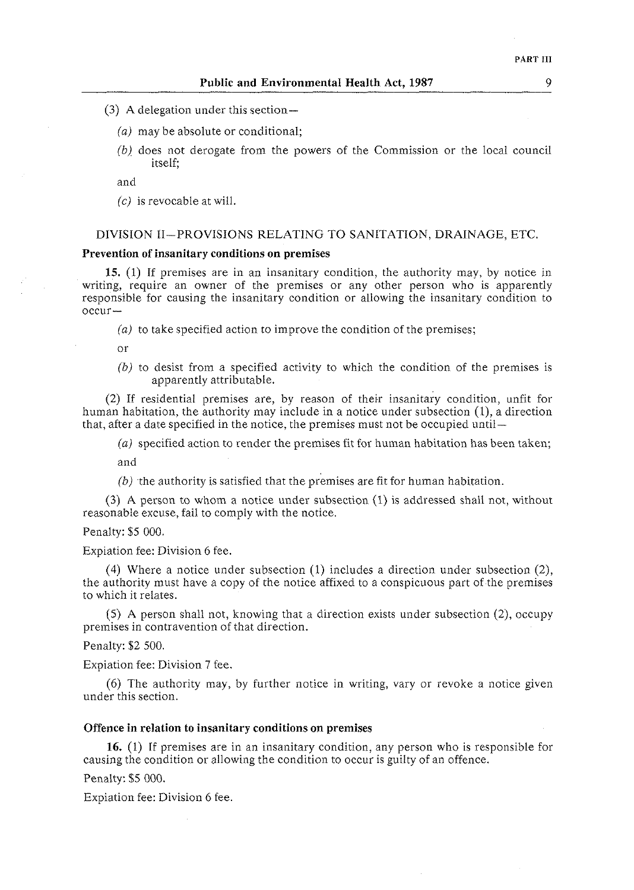(3) A delegation under this section—

*(a)* may be absolute or conditional;

*(b)* does not derogate from the powers of the Commission or the local council itself;

and

*(c)* is revocable at will.

## DIVISION II—PROVISIONS RELATING TO SANITATION, DRAINAGE, ETC.

### Prevention of insanitary conditions on premises

**15.** (1) If premises are in an insanitary condition, the authority may, by notice in writing, require an owner of the premises or any other person who is apparently responsible for causing the insanitary condition or allowing the insanitary condition to occur—

*(a)* to take specified action to improve the condition of the premises;

or

*(b)* to desist from a specified activity to which the condition of the premises is apparently attributable.

(2) If residential premises are, by reason of their insanitary condition, unfit for human habitation, the authority may include in a notice under subsection (1), a direction that, after a date specified in the notice, the premises must not be occupied until—

*(a)* specified action to render the premises fit for human habitation has been taken;

and

*(b)* the authority is satisfied that the premises are fit for human habitation.

(3) A person to whom a notice under subsection (1) is addressed shall not, without reasonable excuse, fail to comply with the notice.

Penalty: $5 000.

Expiation fee: Division 6 fee.

(4) Where a notice under subsection (1) includes a direction under subsection (2), the authority must have a copy of the notice affixed to a conspicuous part of the premises to which it relates.

(5) A person shall not, knowing that a direction exists under subsection (2), occupy premises in contravention of that direction.

Penalty: $2 500.

Expiation fee: Division 7 fee.

(6) The authority may, by further notice in writing, vary or revoke a notice given under this section.

### Offence in relation to insanitary conditions on premises

**16.** (1) If premises are in an insanitary condition, any person who is responsible for causing the condition or allowing the condition to occur is guilty of an offence.

Penalty: $5 000.

Expiation fee: Division 6 fee.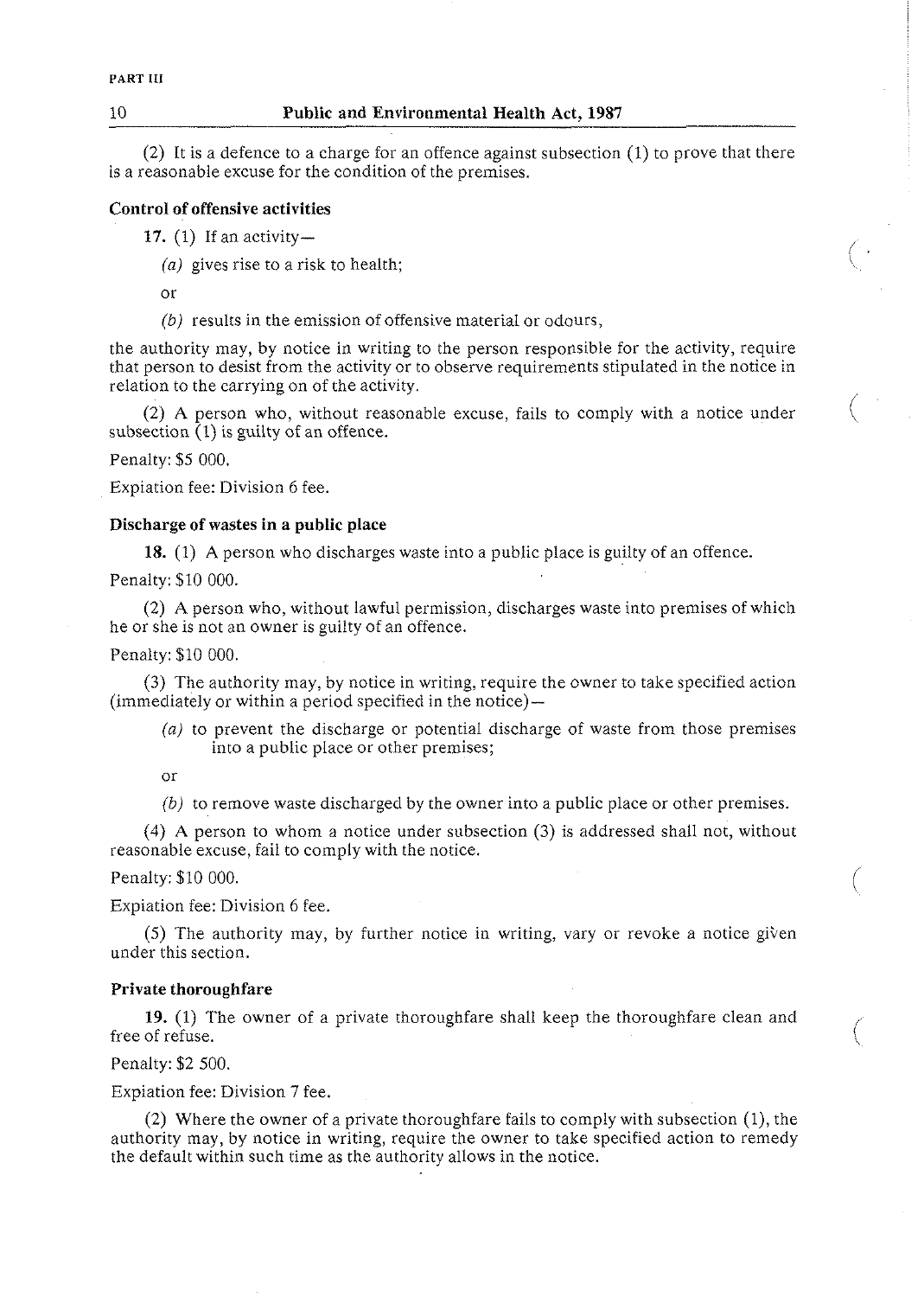(2) It is a defence to a charge for an offence against subsection (1) to prove that there is a reasonable excuse for the condition of the premises.

**Control of offensive activities**

**17.** (1) If an activity—

*(a)* gives rise to a risk to health;

or

*(b)* results in the emission of offensive material or odours,

the authority may, by notice in writing to the person responsible for the activity, require that person to desist from the activity or to observe requirements stipulated in the notice in relation to the carrying on of the activity.

(2) A person who, without reasonable excuse, fails to comply with a notice under subsection (1) is guilty of an offence.

Penalty: $5 000.

Expiation fee: Division 6 fee.

**Discharge of wastes in a public place**

**18.** (1) A person who discharges waste into a public place is guilty of an offence.

Penalty: $10 000.

(2) A person who, without lawful permission, discharges waste into premises of which he or she is not an owner is guilty of an offence.

Penalty: $10 000.

(3) The authority may, by notice in writing, require the owner to take specified action (immediately or within a period specified in the notice)—

*(a)* to prevent the discharge or potential discharge of waste from those premises into a public place or other premises;

or

*(b)* to remove waste discharged by the owner into a public place or other premises.

(4) A person to whom a notice under subsection (3) is addressed shall not, without reasonable excuse, fail to comply with the notice.

Penalty: $10 000.

Expiation fee: Division 6 fee.

(5) The authority may, by further notice in writing, vary or revoke a notice given under this section.

**Private thoroughfare**

**19.** (1) The owner of a private thoroughfare shall keep the thoroughfare clean and free of refuse.

Penalty: $2 500.

Expiation fee: Division 7 fee.

(2) Where the owner of a private thoroughfare fails to comply with subsection (1), the authority may, by notice in writing, require the owner to take specified action to remedy the default within such time as the authority allows in the notice.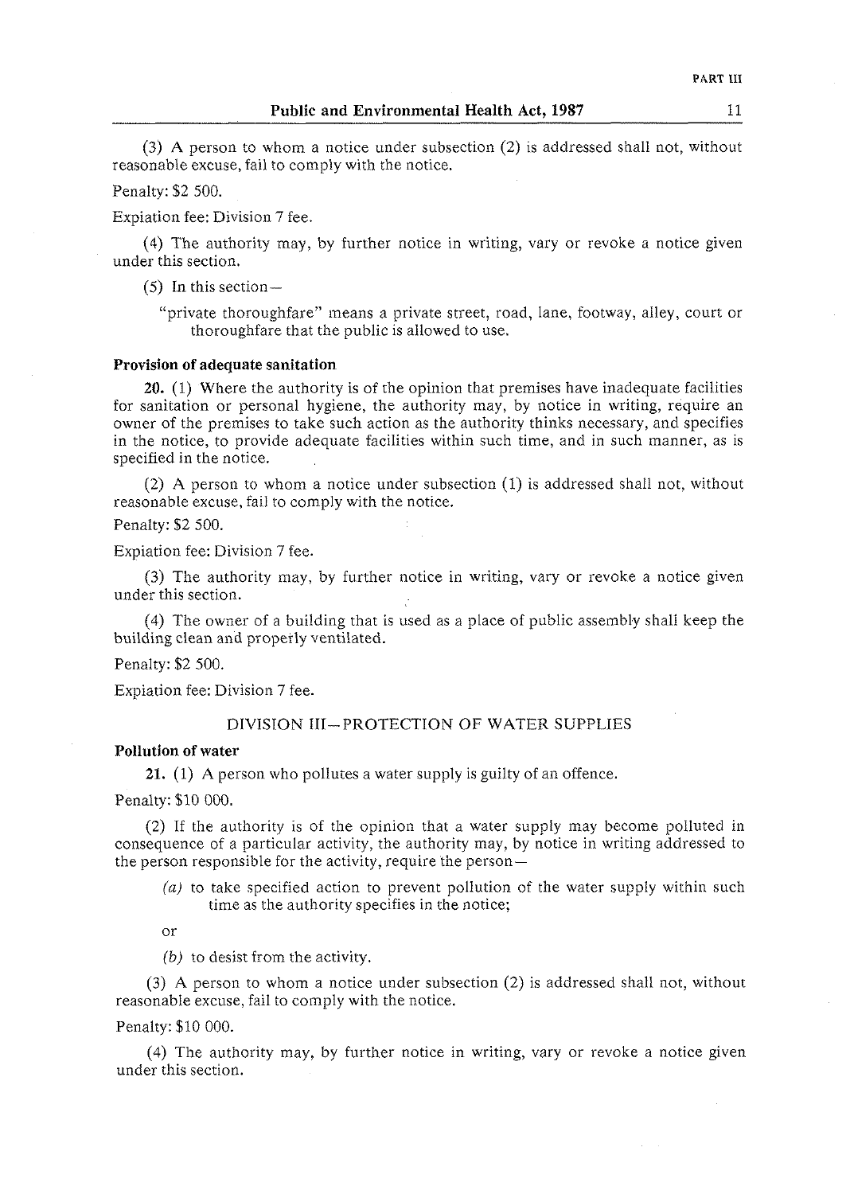(3) A person to whom a notice under subsection (2) is addressed shall not, without reasonable excuse, fail to comply with the notice.

Penalty: $2 500.

Expiation fee: Division 7 fee.

(4) The authority may, by further notice in writing, vary or revoke a notice given under this section.

(5) In this section—

"private thoroughfare" means a private street, road, lane, footway, alley, court or thoroughfare that the public is allowed to use.

**Provision of adequate sanitation**

**20.** (1) Where the authority is of the opinion that premises have inadequate facilities for sanitation or personal hygiene, the authority may, by notice in writing, require an owner of the premises to take such action as the authority thinks necessary, and specifies in the notice, to provide adequate facilities within such time, and in such manner, as is specified in the notice.

(2) A person to whom a notice under subsection (1) is addressed shall not, without reasonable excuse, fail to comply with the notice.

Penalty: $2 500.

Expiation fee: Division 7 fee.

(3) The authority may, by further notice in writing, vary or revoke a notice given under this section.

(4) The owner of a building that is used as a place of public assembly shall keep the building clean and properly ventilated.

Penalty: $2 500.

Expiation fee: Division 7 fee.

DIVISION III—PROTECTION OF WATER SUPPLIES

**Pollution of water**

**21.** (1) A person who pollutes a water supply is guilty of an offence.

Penalty: $10 000.

(2) If the authority is of the opinion that a water supply may become polluted in consequence of a particular activity, the authority may, by notice in writing addressed to the person responsible for the activity, require the person—

*(a)* to take specified action to prevent pollution of the water supply within such time as the authority specifies in the notice;

or

*(b)* to desist from the activity.

(3) A person to whom a notice under subsection (2) is addressed shall not, without reasonable excuse, fail to comply with the notice.

Penalty: $10 000.

(4) The authority may, by further notice in writing, vary or revoke a notice given under this section.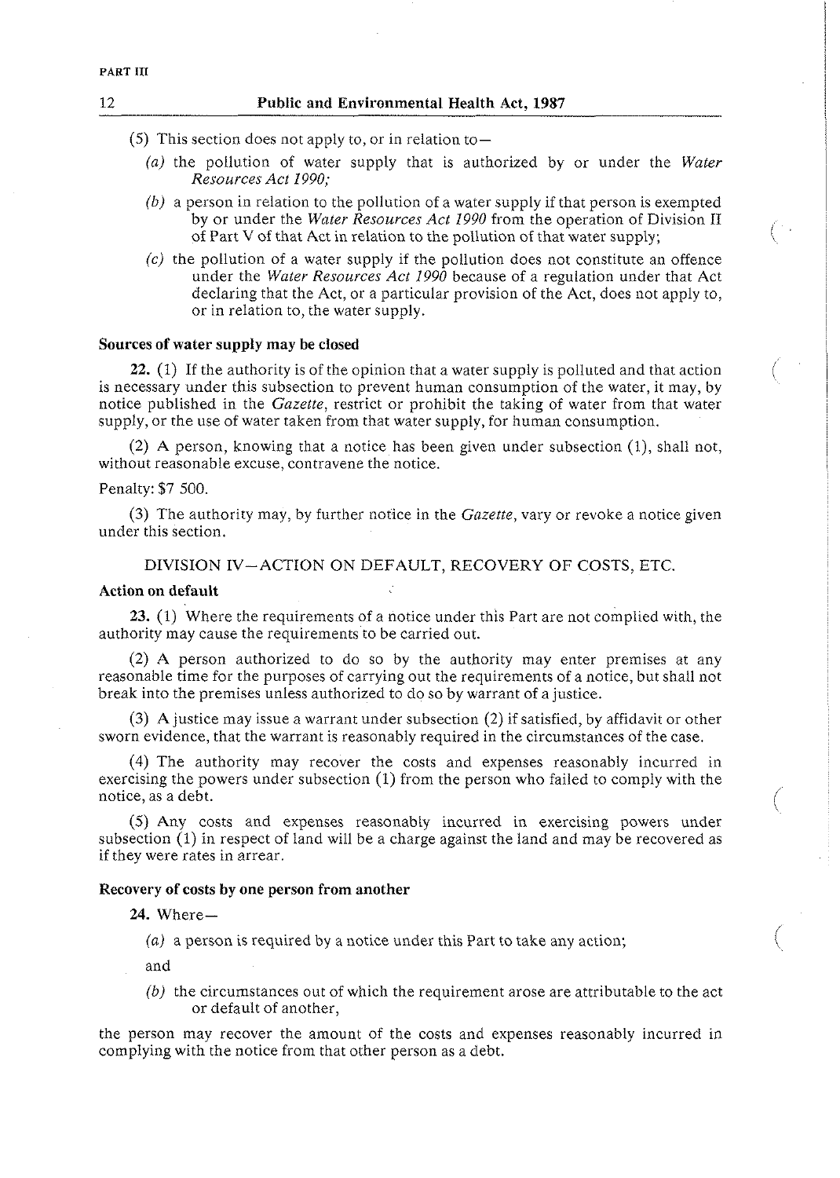(5) This section does not apply to, or in relation to—

*(a)* the pollution of water supply that is authorized by or under the *Water Resources Act 1990;*

*(b)* a person in relation to the pollution of a water supply if that person is exempted by or under the *Water Resources Act 1990* from the operation of Division II of Part V of that Act in relation to the pollution of that water supply;

*(c)* the pollution of a water supply if the pollution does not constitute an offence under the *Water Resources Act 1990* because of a regulation under that Act declaring that the Act, or a particular provision of the Act, does not apply to, or in relation to, the water supply.

**Sources of water supply may be closed**

**22.** (1) If the authority is of the opinion that a water supply is polluted and that action is necessary under this subsection to prevent human consumption of the water, it may, by notice published in the *Gazette*, restrict or prohibit the taking of water from that water supply, or the use of water taken from that water supply, for human consumption.

(2) A person, knowing that a notice has been given under subsection (1), shall not, without reasonable excuse, contravene the notice.

Penalty: $7 500.

(3) The authority may, by further notice in the *Gazette*, vary or revoke a notice given under this section.

DIVISION IV—ACTION ON DEFAULT, RECOVERY OF COSTS, ETC.

**Action on default**

**23.** (1) Where the requirements of a notice under this Part are not complied with, the authority may cause the requirements to be carried out.

(2) A person authorized to do so by the authority may enter premises at any reasonable time for the purposes of carrying out the requirements of a notice, but shall not break into the premises unless authorized to do so by warrant of a justice.

(3) A justice may issue a warrant under subsection (2) if satisfied, by affidavit or other sworn evidence, that the warrant is reasonably required in the circumstances of the case.

(4) The authority may recover the costs and expenses reasonably incurred in exercising the powers under subsection (1) from the person who failed to comply with the notice, as a debt.

(5) Any costs and expenses reasonably incurred in exercising powers under subsection (1) in respect of land will be a charge against the land and may be recovered as if they were rates in arrear.

**Recovery of costs by one person from another**

**24.** Where—

*(a)* a person is required by a notice under this Part to take any action;

and

*(b)* the circumstances out of which the requirement arose are attributable to the act or default of another,

the person may recover the amount of the costs and expenses reasonably incurred in complying with the notice from that other person as a debt.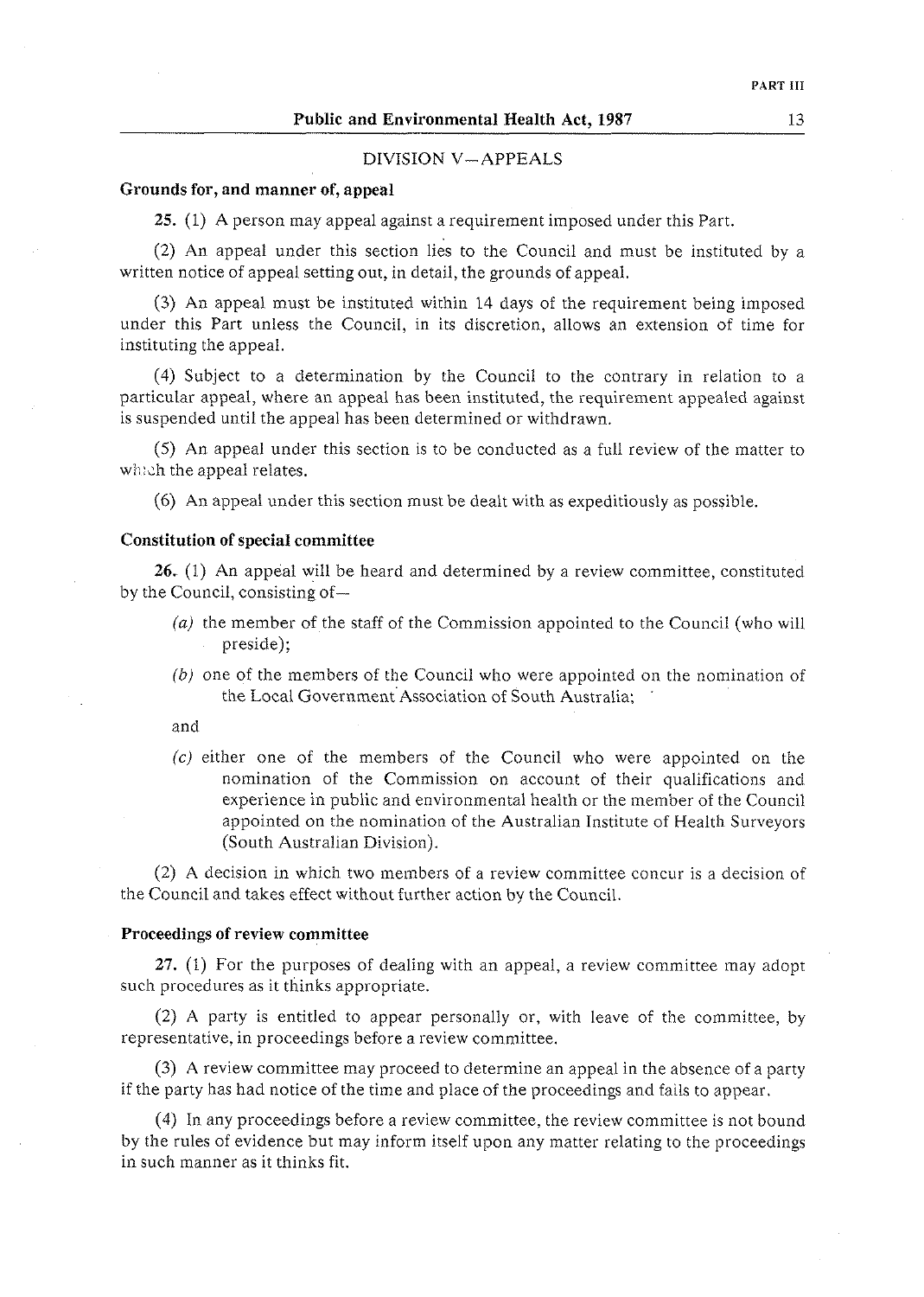## DIVISION V—APPEALS

**Grounds for, and manner of, appeal**

**25.** (1) A person may appeal against a requirement imposed under this Part.

(2) An appeal under this section lies to the Council and must be instituted by a written notice of appeal setting out, in detail, the grounds of appeal.

(3) An appeal must be instituted within 14 days of the requirement being imposed under this Part unless the Council, in its discretion, allows an extension of time for instituting the appeal.

(4) Subject to a determination by the Council to the contrary in relation to a particular appeal, where an appeal has been instituted, the requirement appealed against is suspended until the appeal has been determined or withdrawn.

(5) An appeal under this section is to be conducted as a full review of the matter to which the appeal relates.

(6) An appeal under this section must be dealt with as expeditiously as possible.

**Constitution of special committee**

**26.** (1) An appeal will be heard and determined by a review committee, constituted by the Council, consisting of—

*(a)* the member of the staff of the Commission appointed to the Council (who will preside);

*(b)* one of the members of the Council who were appointed on the nomination of the Local Government Association of South Australia;

and

*(c)* either one of the members of the Council who were appointed on the nomination of the Commission on account of their qualifications and experience in public and environmental health or the member of the Council appointed on the nomination of the Australian Institute of Health Surveyors (South Australian Division).

(2) A decision in which two members of a review committee concur is a decision of the Council and takes effect without further action by the Council.

**Proceedings of review committee**

**27.** (1) For the purposes of dealing with an appeal, a review committee may adopt such procedures as it thinks appropriate.

(2) A party is entitled to appear personally or, with leave of the committee, by representative, in proceedings before a review committee.

(3) A review committee may proceed to determine an appeal in the absence of a party if the party has had notice of the time and place of the proceedings and fails to appear.

(4) In any proceedings before a review committee, the review committee is not bound by the rules of evidence but may inform itself upon any matter relating to the proceedings in such manner as it thinks fit.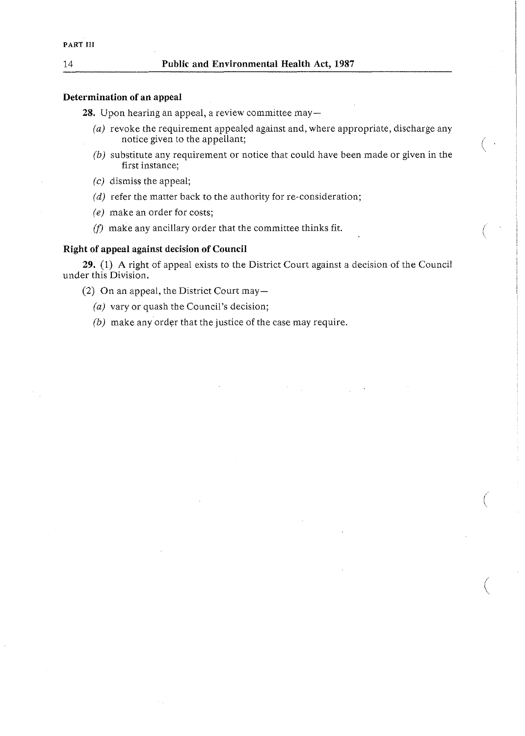### Determination of an appeal

**28.** Upon hearing an appeal, a review committee may—

*(a)* revoke the requirement appealed against and, where appropriate, discharge any notice given to the appellant;

*(b)* substitute any requirement or notice that could have been made or given in the first instance;

*(c)* dismiss the appeal;

*(d)* refer the matter back to the authority for re-consideration;

*(e)* make an order for costs;

*(f)* make any ancillary order that the committee thinks fit.

### Right of appeal against decision of Council

**29.** (1) A right of appeal exists to the District Court against a decision of the Council under this Division.

(2) On an appeal, the District Court may—

*(a)* vary or quash the Council's decision;

*(b)* make any order that the justice of the case may require.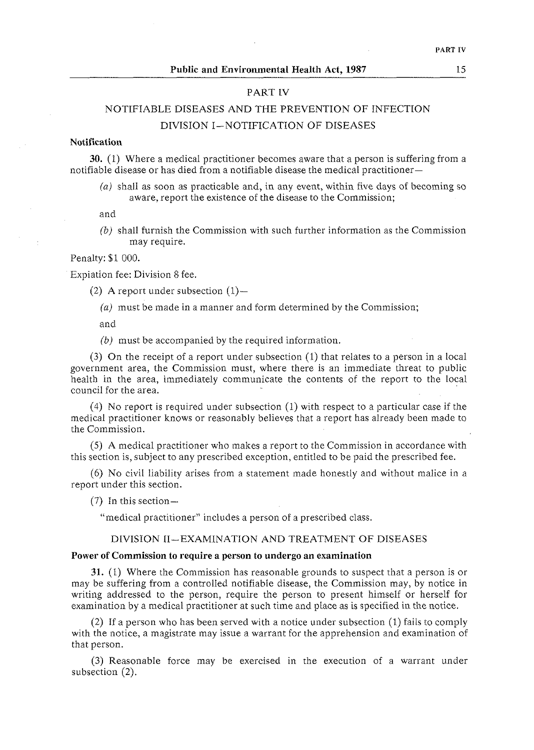## PART IV

## NOTIFIABLE DISEASES AND THE PREVENTION OF INFECTION

### DIVISION I—NOTIFICATION OF DISEASES

**Notification**

**30.** (1) Where a medical practitioner becomes aware that a person is suffering from a notifiable disease or has died from a notifiable disease the medical practitioner—

*(a)* shall as soon as practicable and, in any event, within five days of becoming so aware, report the existence of the disease to the Commission;

and

*(b)* shall furnish the Commission with such further information as the Commission may require.

Penalty: $1 000.

Expiation fee: Division 8 fee.

(2) A report under subsection (1)—

*(a)* must be made in a manner and form determined by the Commission;

and

*(b)* must be accompanied by the required information.

(3) On the receipt of a report under subsection (1) that relates to a person in a local government area, the Commission must, where there is an immediate threat to public health in the area, immediately communicate the contents of the report to the local council for the area.

(4) No report is required under subsection (1) with respect to a particular case if the medical practitioner knows or reasonably believes that a report has already been made to the Commission.

(5) A medical practitioner who makes a report to the Commission in accordance with this section is, subject to any prescribed exception, entitled to be paid the prescribed fee.

(6) No civil liability arises from a statement made honestly and without malice in a report under this section.

(7) In this section—

"medical practitioner" includes a person of a prescribed class.

### DIVISION II—EXAMINATION AND TREATMENT OF DISEASES

**Power of Commission to require a person to undergo an examination**

**31.** (1) Where the Commission has reasonable grounds to suspect that a person is or may be suffering from a controlled notifiable disease, the Commission may, by notice in writing addressed to the person, require the person to present himself or herself for examination by a medical practitioner at such time and place as is specified in the notice.

(2) If a person who has been served with a notice under subsection (1) fails to comply with the notice, a magistrate may issue a warrant for the apprehension and examination of that person.

(3) Reasonable force may be exercised in the execution of a warrant under subsection (2).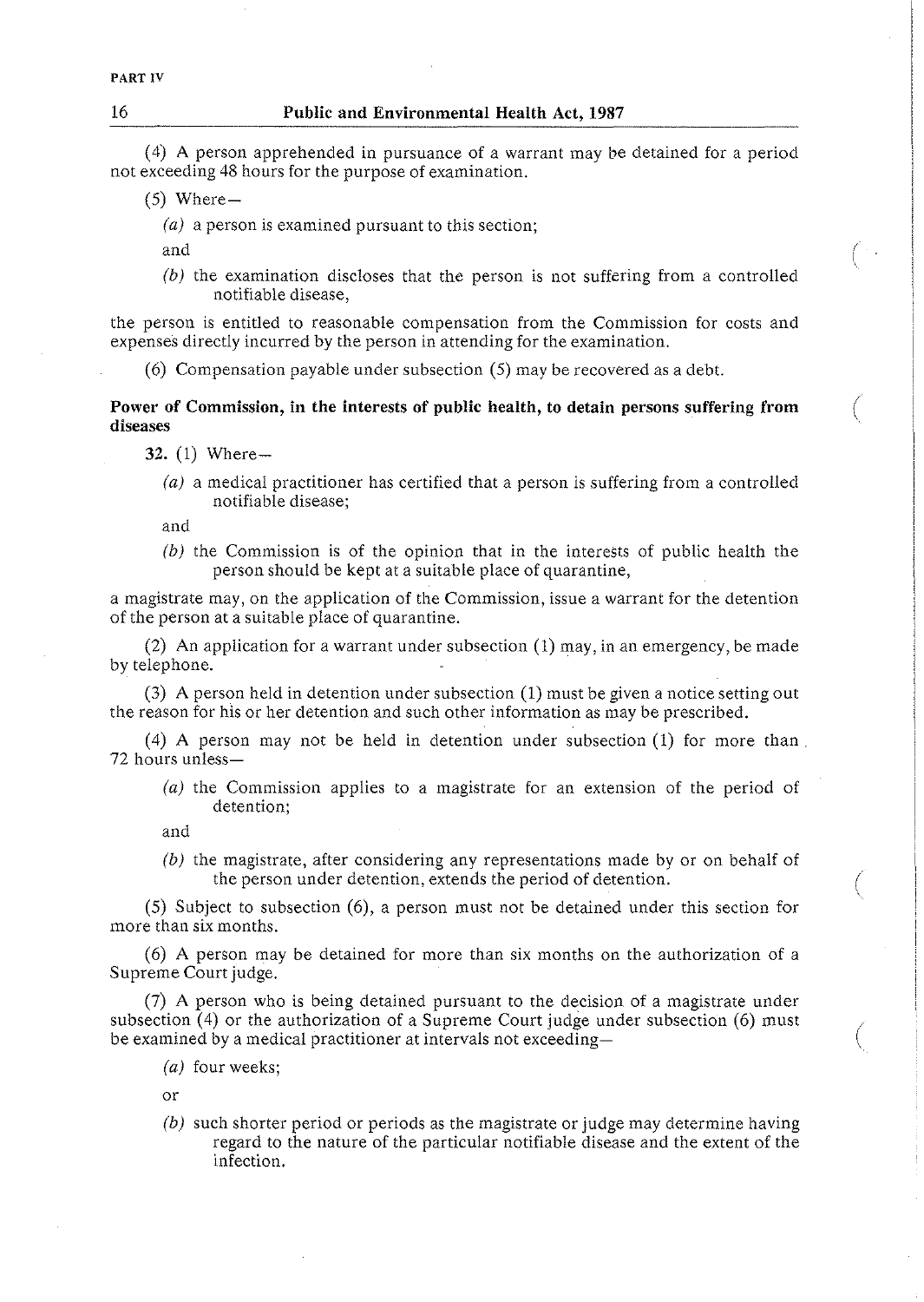(4) A person apprehended in pursuance of a warrant may be detained for a period not exceeding 48 hours for the purpose of examination.

(5) Where—

*(a)* a person is examined pursuant to this section;

and

*(b)* the examination discloses that the person is not suffering from a controlled notifiable disease,

the person is entitled to reasonable compensation from the Commission for costs and expenses directly incurred by the person in attending for the examination.

(6) Compensation payable under subsection (5) may be recovered as a debt.

**Power of Commission, in the interests of public health, to detain persons suffering from diseases**

**32.** (1) Where—

*(a)* a medical practitioner has certified that a person is suffering from a controlled notifiable disease;

and

*(b)* the Commission is of the opinion that in the interests of public health the person should be kept at a suitable place of quarantine,

a magistrate may, on the application of the Commission, issue a warrant for the detention of the person at a suitable place of quarantine.

(2) An application for a warrant under subsection (1) may, in an emergency, be made by telephone.

(3) A person held in detention under subsection (1) must be given a notice setting out the reason for his or her detention and such other information as may be prescribed.

(4) A person may not be held in detention under subsection (1) for more than 72 hours unless—

*(a)* the Commission applies to a magistrate for an extension of the period of detention;

and

*(b)* the magistrate, after considering any representations made by or on behalf of the person under detention, extends the period of detention.

(5) Subject to subsection (6), a person must not be detained under this section for more than six months.

(6) A person may be detained for more than six months on the authorization of a Supreme Court judge.

(7) A person who is being detained pursuant to the decision of a magistrate under subsection (4) or the authorization of a Supreme Court judge under subsection (6) must be examined by a medical practitioner at intervals not exceeding—

*(a)* four weeks;

or

*(b)* such shorter period or periods as the magistrate or judge may determine having regard to the nature of the particular notifiable disease and the extent of the infection.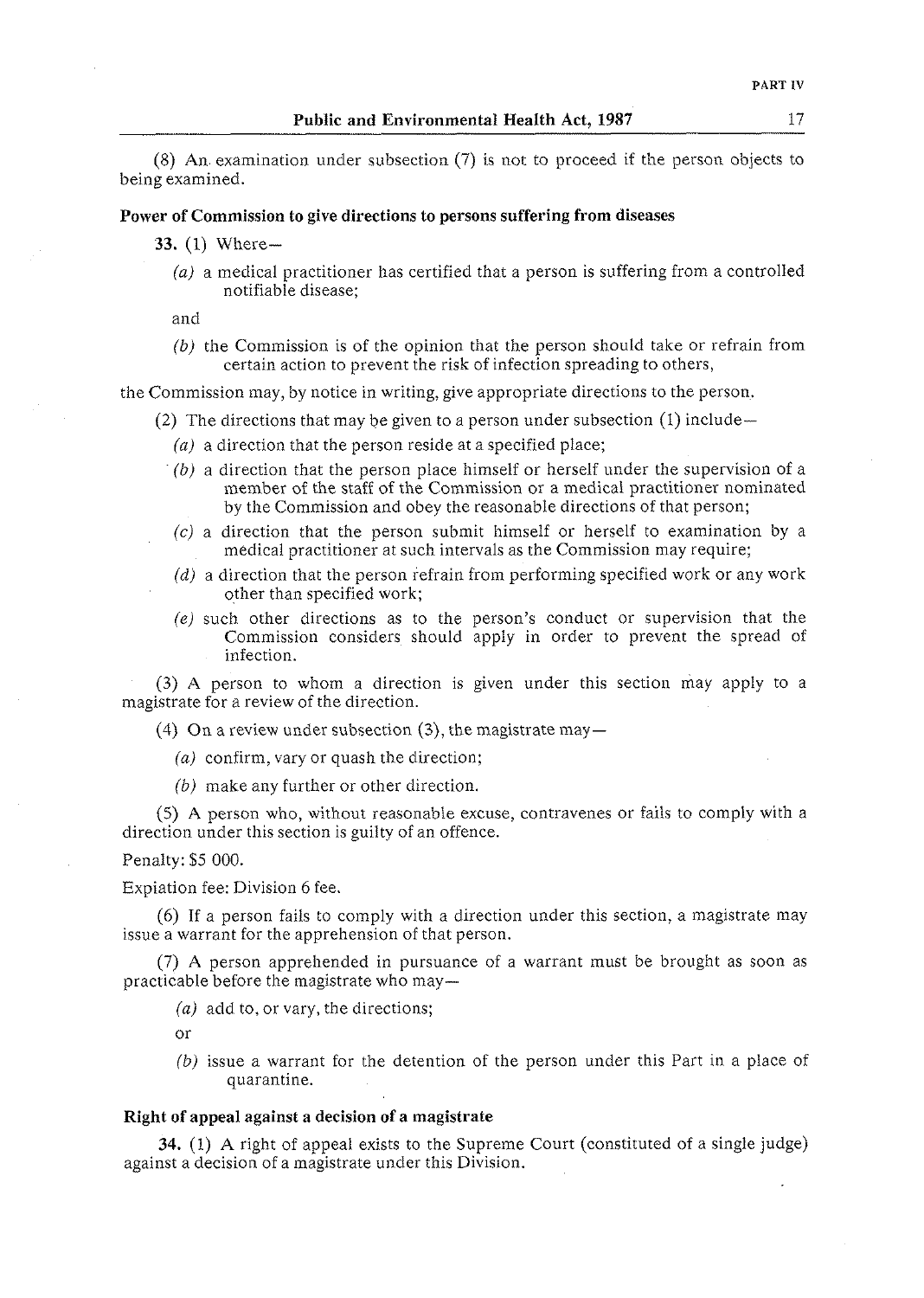(8) An examination under subsection (7) is not to proceed if the person objects to being examined.

**Power of Commission to give directions to persons suffering from diseases**

**33.** (1) Where—

*(a)* a medical practitioner has certified that a person is suffering from a controlled notifiable disease;

and

*(b)* the Commission is of the opinion that the person should take or refrain from certain action to prevent the risk of infection spreading to others,

the Commission may, by notice in writing, give appropriate directions to the person.

(2) The directions that may be given to a person under subsection (1) include—

*(a)* a direction that the person reside at a specified place;

*(b)* a direction that the person place himself or herself under the supervision of a member of the staff of the Commission or a medical practitioner nominated by the Commission and obey the reasonable directions of that person;

*(c)* a direction that the person submit himself or herself to examination by a medical practitioner at such intervals as the Commission may require;

*(d)* a direction that the person refrain from performing specified work or any work other than specified work;

*(e)* such other directions as to the person's conduct or supervision that the Commission considers should apply in order to prevent the spread of infection.

(3) A person to whom a direction is given under this section may apply to a magistrate for a review of the direction.

(4) On a review under subsection (3), the magistrate may—

*(a)* confirm, vary or quash the direction;

*(b)* make any further or other direction.

(5) A person who, without reasonable excuse, contravenes or fails to comply with a direction under this section is guilty of an offence.

Penalty: $5 000.

Expiation fee: Division 6 fee.

(6) If a person fails to comply with a direction under this section, a magistrate may issue a warrant for the apprehension of that person.

(7) A person apprehended in pursuance of a warrant must be brought as soon as practicable before the magistrate who may—

*(a)* add to, or vary, the directions;

or

*(b)* issue a warrant for the detention of the person under this Part in a place of quarantine.

**Right of appeal against a decision of a magistrate**

**34.** (1) A right of appeal exists to the Supreme Court (constituted of a single judge) against a decision of a magistrate under this Division.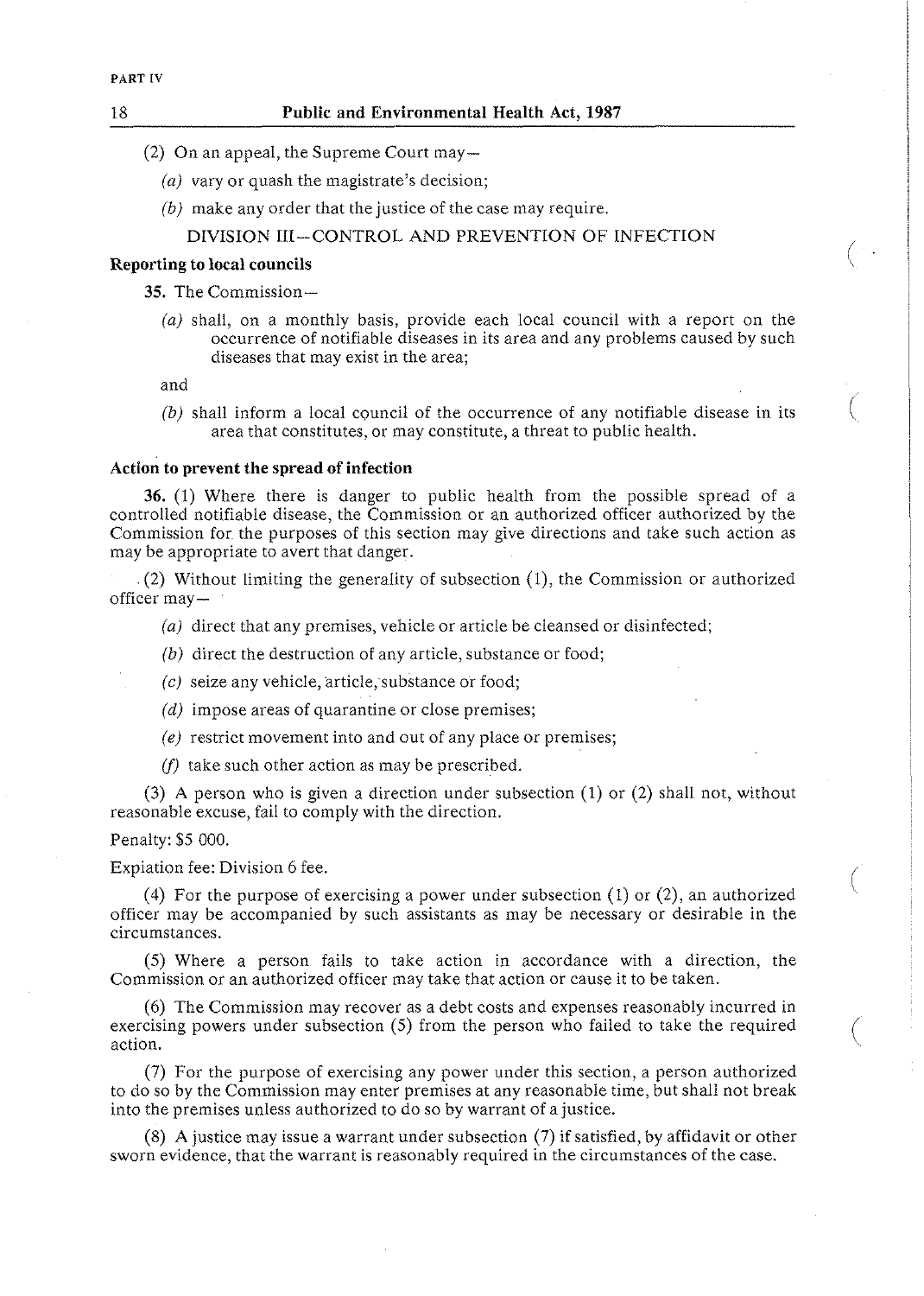(2) On an appeal, the Supreme Court may—

*(a)* vary or quash the magistrate's decision;

*(b)* make any order that the justice of the case may require.

DIVISION III—CONTROL AND PREVENTION OF INFECTION

**Reporting to local councils**

**35.** The Commission—

*(a)* shall, on a monthly basis, provide each local council with a report on the occurrence of notifiable diseases in its area and any problems caused by such diseases that may exist in the area;

and

*(b)* shall inform a local council of the occurrence of any notifiable disease in its area that constitutes, or may constitute, a threat to public health.

**Action to prevent the spread of infection**

**36.** (1) Where there is danger to public health from the possible spread of a controlled notifiable disease, the Commission or an authorized officer authorized by the Commission for the purposes of this section may give directions and take such action as may be appropriate to avert that danger.

(2) Without limiting the generality of subsection (1), the Commission or authorized officer may—

*(a)* direct that any premises, vehicle or article be cleansed or disinfected;

*(b)* direct the destruction of any article, substance or food;

*(c)* seize any vehicle, article, substance or food;

*(d)* impose areas of quarantine or close premises;

*(e)* restrict movement into and out of any place or premises;

*(f)* take such other action as may be prescribed.

(3) A person who is given a direction under subsection (1) or (2) shall not, without reasonable excuse, fail to comply with the direction.

Penalty: $5 000.

Expiation fee: Division 6 fee.

(4) For the purpose of exercising a power under subsection (1) or (2), an authorized officer may be accompanied by such assistants as may be necessary or desirable in the circumstances.

(5) Where a person fails to take action in accordance with a direction, the Commission or an authorized officer may take that action or cause it to be taken.

(6) The Commission may recover as a debt costs and expenses reasonably incurred in exercising powers under subsection (5) from the person who failed to take the required action.

(7) For the purpose of exercising any power under this section, a person authorized to do so by the Commission may enter premises at any reasonable time, but shall not break into the premises unless authorized to do so by warrant of a justice.

(8) A justice may issue a warrant under subsection (7) if satisfied, by affidavit or other sworn evidence, that the warrant is reasonably required in the circumstances of the case.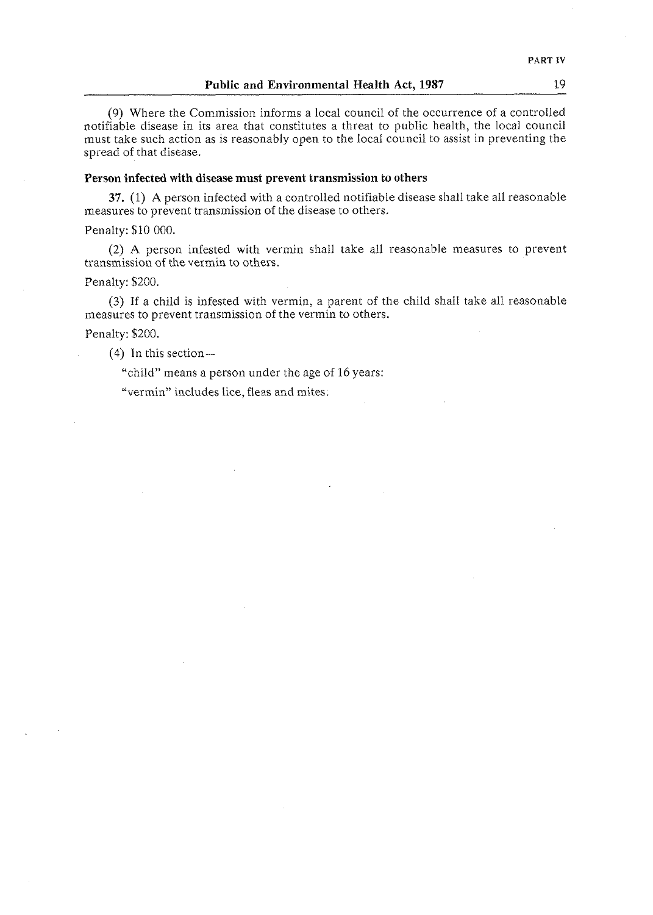(9) Where the Commission informs a local council of the occurrence of a controlled notifiable disease in its area that constitutes a threat to public health, the local council must take such action as is reasonably open to the local council to assist in preventing the spread of that disease.

**Person infected with disease must prevent transmission to others**

**37.** (1) A person infected with a controlled notifiable disease shall take all reasonable measures to prevent transmission of the disease to others.

Penalty: $10 000.

(2) A person infested with vermin shall take all reasonable measures to prevent transmission of the vermin to others.

Penalty: $200.

(3) If a child is infested with vermin, a parent of the child shall take all reasonable measures to prevent transmission of the vermin to others.

Penalty: $200.

(4) In this section—

"child" means a person under the age of 16 years:

"vermin" includes lice, fleas and mites.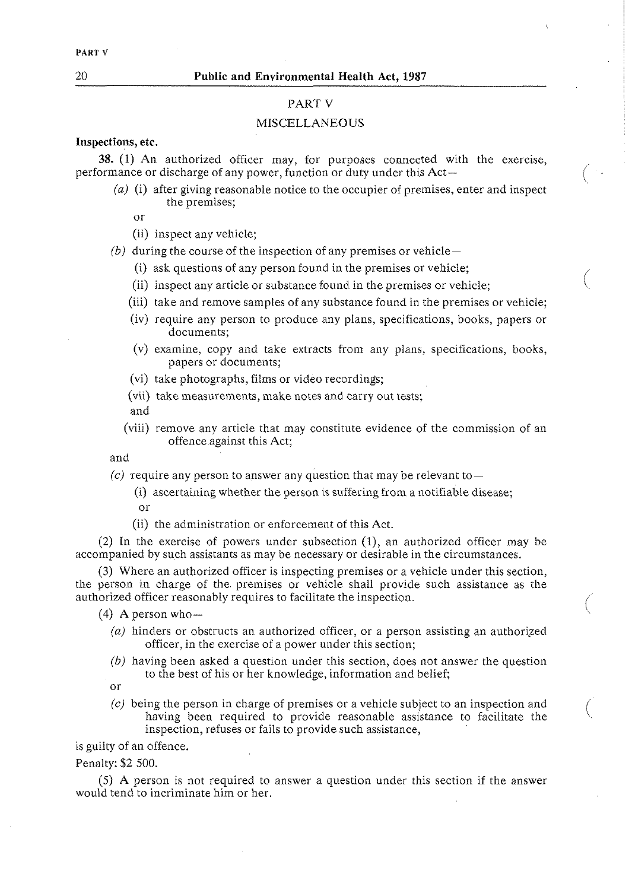## PART V

## MISCELLANEOUS

**Inspections, etc.**

**38.** (1) An authorized officer may, for purposes connected with the exercise, performance or discharge of any power, function or duty under this Act—

*(a)* (i) after giving reasonable notice to the occupier of premises, enter and inspect the premises;

or

(ii) inspect any vehicle;

*(b)* during the course of the inspection of any premises or vehicle—

(i) ask questions of any person found in the premises or vehicle;

(ii) inspect any article or substance found in the premises or vehicle;

(iii) take and remove samples of any substance found in the premises or vehicle;

(iv) require any person to produce any plans, specifications, books, papers or documents;

(v) examine, copy and take extracts from any plans, specifications, books, papers or documents;

(vi) take photographs, films or video recordings;

(vii) take measurements, make notes and carry out tests;

and

(viii) remove any article that may constitute evidence of the commission of an offence against this Act;

and

*(c)* require any person to answer any question that may be relevant to—

(i) ascertaining whether the person is suffering from a notifiable disease;

or

(ii) the administration or enforcement of this Act.

(2) In the exercise of powers under subsection (1), an authorized officer may be accompanied by such assistants as may be necessary or desirable in the circumstances.

(3) Where an authorized officer is inspecting premises or a vehicle under this section, the person in charge of the premises or vehicle shall provide such assistance as the authorized officer reasonably requires to facilitate the inspection.

(4) A person who—

*(a)* hinders or obstructs an authorized officer, or a person assisting an authorized officer, in the exercise of a power under this section;

*(b)* having been asked a question under this section, does not answer the question to the best of his or her knowledge, information and belief;

or

*(c)* being the person in charge of premises or a vehicle subject to an inspection and having been required to provide reasonable assistance to facilitate the inspection, refuses or fails to provide such assistance,

is guilty of an offence.

Penalty: $2 500.

(5) A person is not required to answer a question under this section if the answer would tend to incriminate him or her.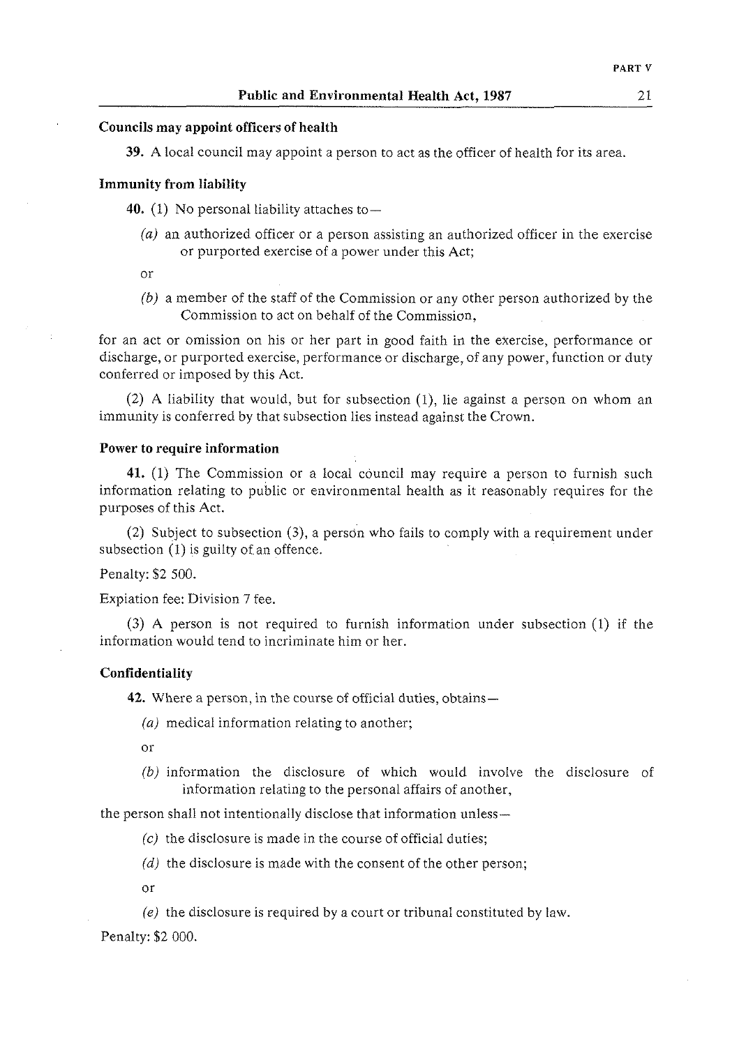### Councils may appoint officers of health

**39.** A local council may appoint a person to act as the officer of health for its area.

### Immunity from liability

**40.** (1) No personal liability attaches to—

*(a)* an authorized officer or a person assisting an authorized officer in the exercise or purported exercise of a power under this Act;

or

*(b)* a member of the staff of the Commission or any other person authorized by the Commission to act on behalf of the Commission,

for an act or omission on his or her part in good faith in the exercise, performance or discharge, or purported exercise, performance or discharge, of any power, function or duty conferred or imposed by this Act.

(2) A liability that would, but for subsection (1), lie against a person on whom an immunity is conferred by that subsection lies instead against the Crown.

### Power to require information

**41.** (1) The Commission or a local council may require a person to furnish such information relating to public or environmental health as it reasonably requires for the purposes of this Act.

(2) Subject to subsection (3), a person who fails to comply with a requirement under subsection (1) is guilty of an offence.

Penalty: $2 500.

Expiation fee: Division 7 fee.

(3) A person is not required to furnish information under subsection (1) if the information would tend to incriminate him or her.

### Confidentiality

**42.** Where a person, in the course of official duties, obtains—

*(a)* medical information relating to another;

or

*(b)* information the disclosure of which would involve the disclosure of information relating to the personal affairs of another,

the person shall not intentionally disclose that information unless—

*(c)* the disclosure is made in the course of official duties;

*(d)* the disclosure is made with the consent of the other person;

or

*(e)* the disclosure is required by a court or tribunal constituted by law.

Penalty: $2 000.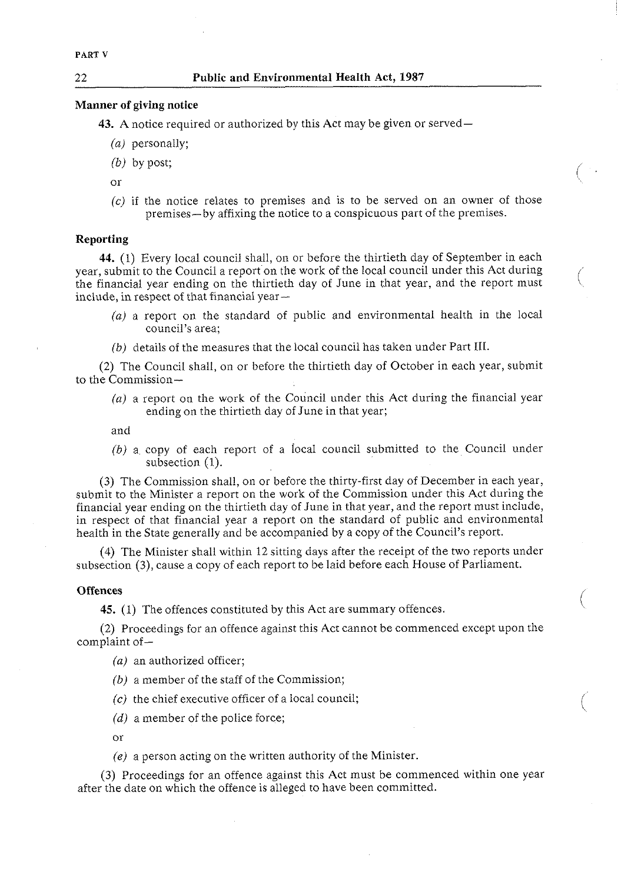**Manner of giving notice**

**43.** A notice required or authorized by this Act may be given or served—

*(a)* personally;

*(b)* by post;

or

*(c)* if the notice relates to premises and is to be served on an owner of those premises—by affixing the notice to a conspicuous part of the premises.

**Reporting**

**44.** (1) Every local council shall, on or before the thirtieth day of September in each year, submit to the Council a report on the work of the local council under this Act during the financial year ending on the thirtieth day of June in that year, and the report must include, in respect of that financial year—

*(a)* a report on the standard of public and environmental health in the local council's area;

*(b)* details of the measures that the local council has taken under Part III.

(2) The Council shall, on or before the thirtieth day of October in each year, submit to the Commission—

*(a)* a report on the work of the Council under this Act during the financial year ending on the thirtieth day of June in that year;

and

*(b)* a copy of each report of a local council submitted to the Council under subsection (1).

(3) The Commission shall, on or before the thirty-first day of December in each year, submit to the Minister a report on the work of the Commission under this Act during the financial year ending on the thirtieth day of June in that year, and the report must include, in respect of that financial year a report on the standard of public and environmental health in the State generally and be accompanied by a copy of the Council's report.

(4) The Minister shall within 12 sitting days after the receipt of the two reports under subsection (3), cause a copy of each report to be laid before each House of Parliament.

**Offences**

**45.** (1) The offences constituted by this Act are summary offences.

(2) Proceedings for an offence against this Act cannot be commenced except upon the complaint of—

*(a)* an authorized officer;

*(b)* a member of the staff of the Commission;

*(c)* the chief executive officer of a local council;

*(d)* a member of the police force;

or

*(e)* a person acting on the written authority of the Minister.

(3) Proceedings for an offence against this Act must be commenced within one year after the date on which the offence is alleged to have been committed.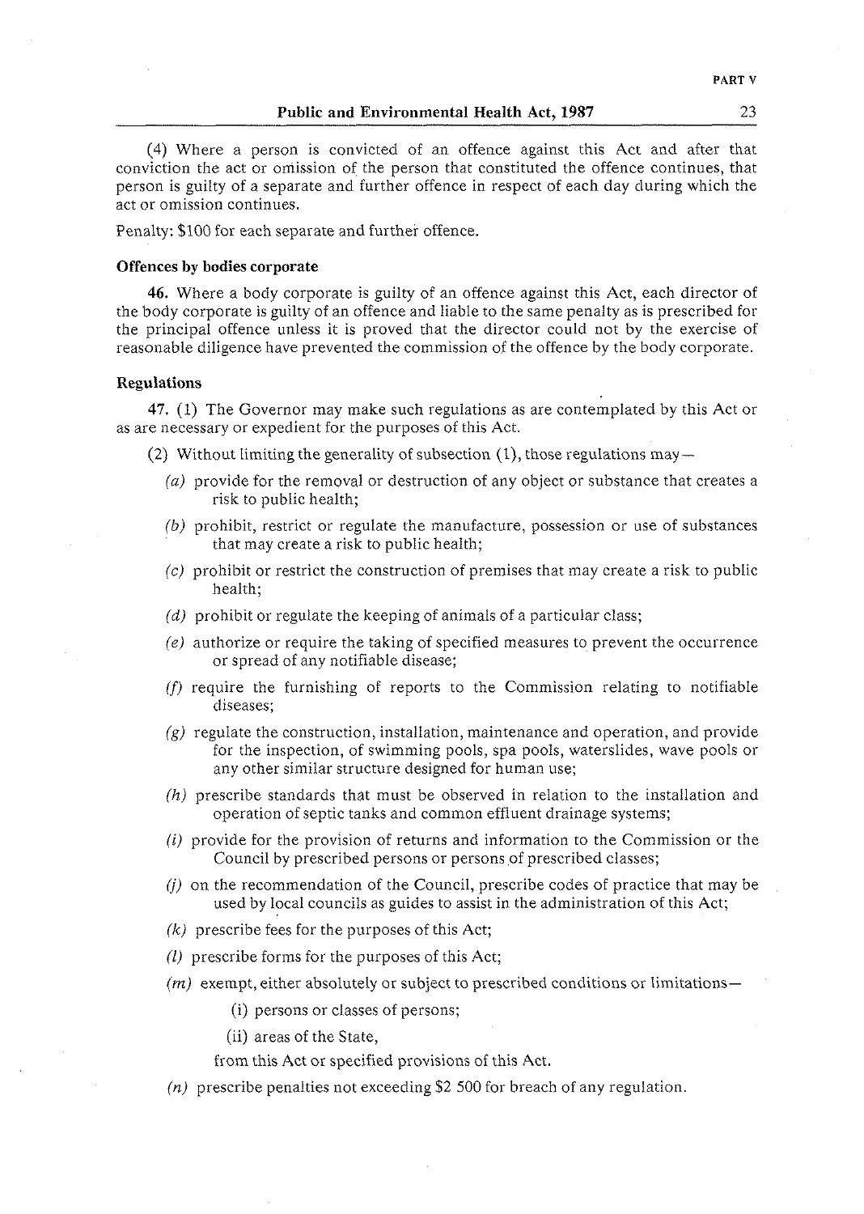(4) Where a person is convicted of an offence against this Act and after that conviction the act or omission of the person that constituted the offence continues, that person is guilty of a separate and further offence in respect of each day during which the act or omission continues.

Penalty: $100 for each separate and further offence.

### Offences by bodies corporate

**46.** Where a body corporate is guilty of an offence against this Act, each director of the body corporate is guilty of an offence and liable to the same penalty as is prescribed for the principal offence unless it is proved that the director could not by the exercise of reasonable diligence have prevented the commission of the offence by the body corporate.

### Regulations

**47.** (1) The Governor may make such regulations as are contemplated by this Act or as are necessary or expedient for the purposes of this Act.

(2) Without limiting the generality of subsection (1), those regulations may—

*(a)* provide for the removal or destruction of any object or substance that creates a risk to public health;

*(b)* prohibit, restrict or regulate the manufacture, possession or use of substances that may create a risk to public health;

*(c)* prohibit or restrict the construction of premises that may create a risk to public health;

*(d)* prohibit or regulate the keeping of animals of a particular class;

*(e)* authorize or require the taking of specified measures to prevent the occurrence or spread of any notifiable disease;

*(f)* require the furnishing of reports to the Commission relating to notifiable diseases;

*(g)* regulate the construction, installation, maintenance and operation, and provide for the inspection, of swimming pools, spa pools, waterslides, wave pools or any other similar structure designed for human use;

*(h)* prescribe standards that must be observed in relation to the installation and operation of septic tanks and common effluent drainage systems;

*(i)* provide for the provision of returns and information to the Commission or the Council by prescribed persons or persons of prescribed classes;

*(j)* on the recommendation of the Council, prescribe codes of practice that may be used by local councils as guides to assist in the administration of this Act;

*(k)* prescribe fees for the purposes of this Act;

*(l)* prescribe forms for the purposes of this Act;

*(m)* exempt, either absolutely or subject to prescribed conditions or limitations—

(i) persons or classes of persons;

(ii) areas of the State,

from this Act or specified provisions of this Act.

*(n)* prescribe penalties not exceeding $2 500 for breach of any regulation.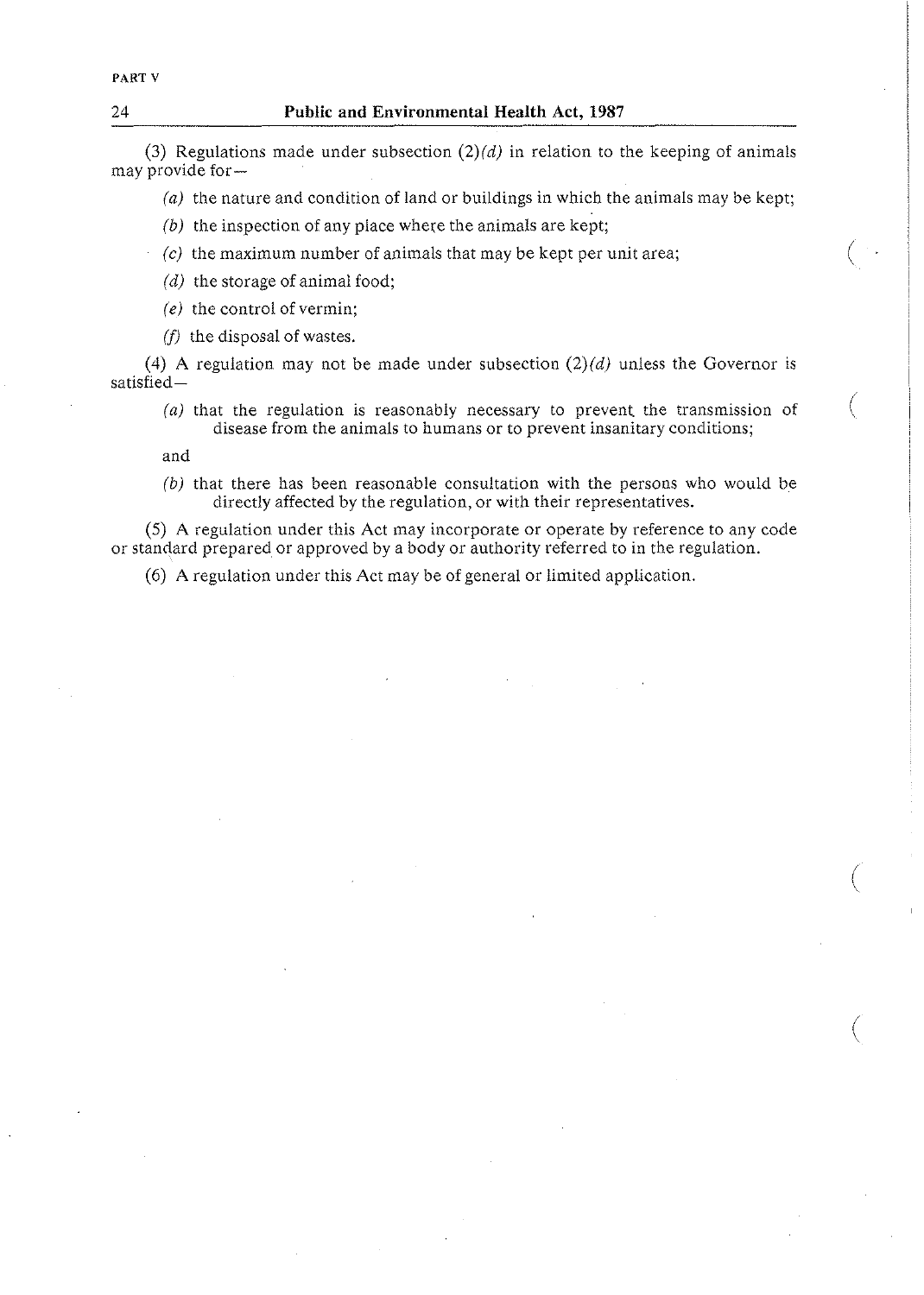(3) Regulations made under subsection (2)*(d)* in relation to the keeping of animals may provide for—

*(a)* the nature and condition of land or buildings in which the animals may be kept;

*(b)* the inspection of any place where the animals are kept;

*(c)* the maximum number of animals that may be kept per unit area;

*(d)* the storage of animal food;

*(e)* the control of vermin;

*(f)* the disposal of wastes.

(4) A regulation may not be made under subsection (2)*(d)* unless the Governor is satisfied—

*(a)* that the regulation is reasonably necessary to prevent the transmission of disease from the animals to humans or to prevent insanitary conditions;

and

*(b)* that there has been reasonable consultation with the persons who would be directly affected by the regulation, or with their representatives.

(5) A regulation under this Act may incorporate or operate by reference to any code or standard prepared or approved by a body or authority referred to in the regulation.

(6) A regulation under this Act may be of general or limited application.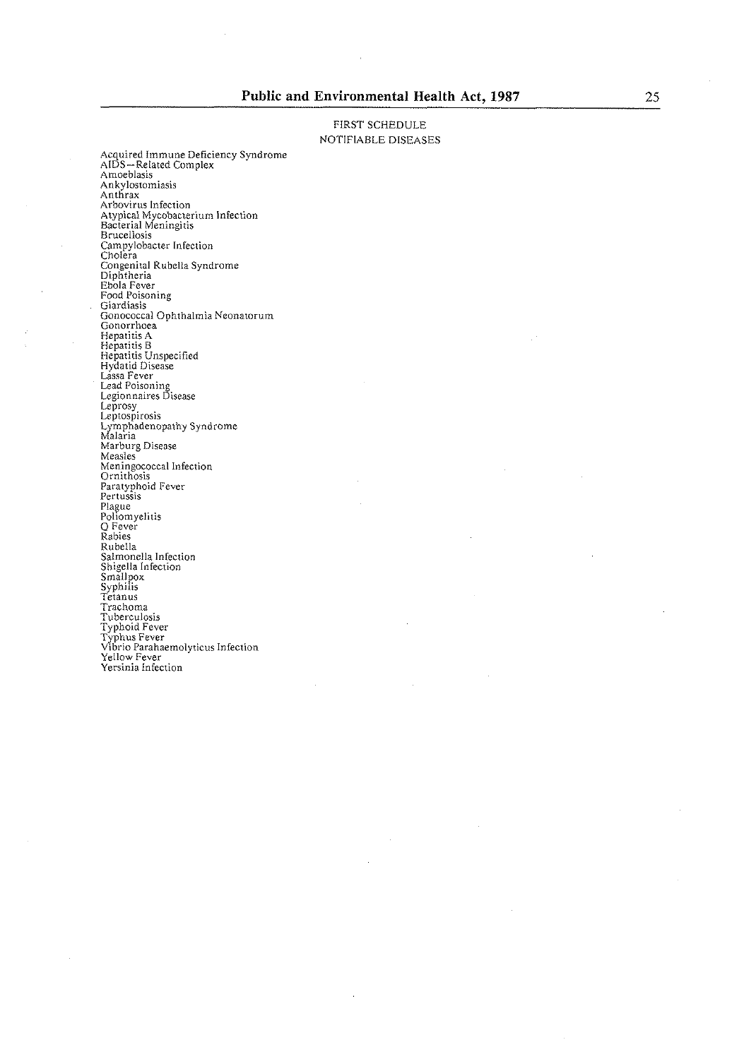FIRST SCHEDULE

NOTIFIABLE DISEASES

Acquired Immune Deficiency Syndrome
AIDS—Related Complex
Amoeblasis
Ankylostomiasis
Anthrax
Arbovirus Infection
Atypical Mycobacterium Infection
Bacterial Meningitis
Brucellosis
Campylobacter Infection
Cholera
Congenital Rubella Syndrome
Diphtheria
Ebola Fever
Food Poisoning
Giardiasis
Gonococcal Ophthalmia Neonatorum
Gonorrhoea
Hepatitis A
Hepatitis B
Hepatitis Unspecified
Hydatid Disease
Lassa Fever
Lead Poisoning
Legionnaires Disease
Leprosy
Leptospirosis
Lymphadenopathy Syndrome
Malaria
Marburg Disease
Measles
Meningococcal Infection
Ornithosis
Paratyphoid Fever
Pertussis
Plague
Poliomyelitis
Q Fever
Rabies
Rubella
Salmonella Infection
Shigella Infection
Smallpox
Syphilis
Tetanus
Trachoma
Tuberculosis
Typhoid Fever
Typhus Fever
Vibrio Parahaemolyticus Infection
Yellow Fever
Yersinia Infection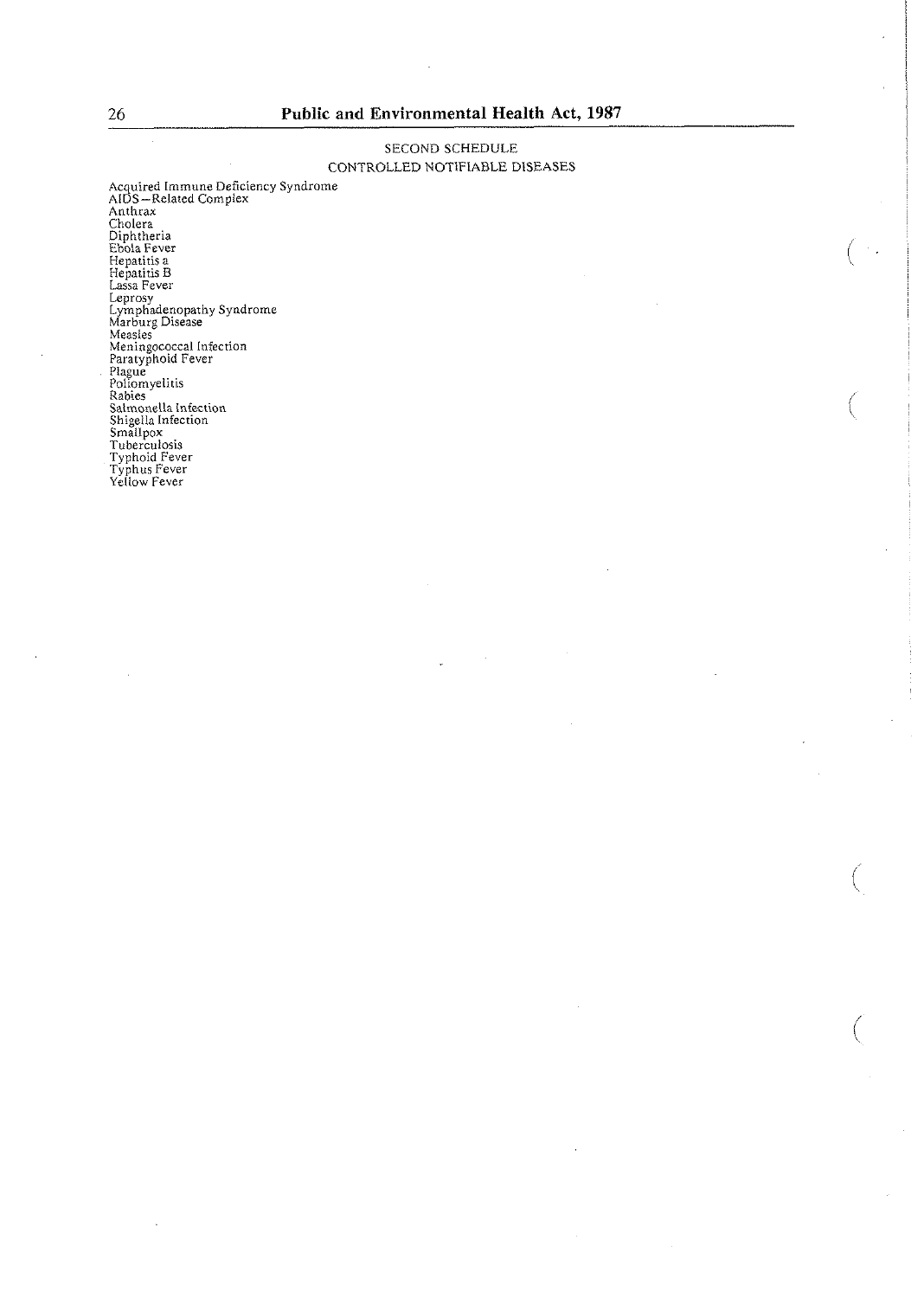## SECOND SCHEDULE

### CONTROLLED NOTIFIABLE DISEASES

Acquired Immune Deficiency Syndrome
AIDS—Related Complex
Anthrax
Cholera
Diphtheria
Ebola Fever
Hepatitis a
Hepatitis B
Lassa Fever
Leprosy
Lymphadenopathy Syndrome
Marburg Disease
Measles
Meningococcal Infection
Paratyphoid Fever
Plague
Poliomyelitis
Rabies
Salmonella Infection
Shigella Infection
Smallpox
Tuberculosis
Typhoid Fever
Typhus Fever
Yellow Fever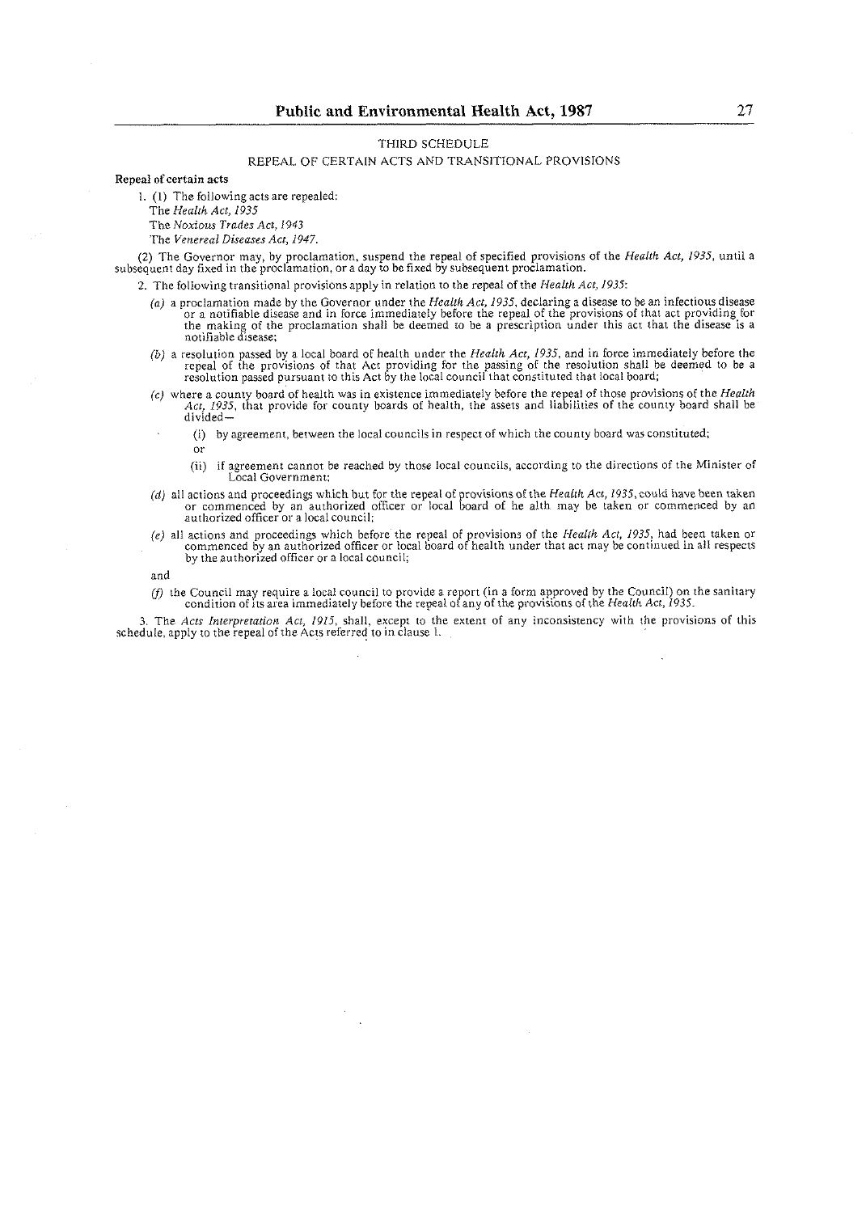## THIRD SCHEDULE

### REPEAL OF CERTAIN ACTS AND TRANSITIONAL PROVISIONS

**Repeal of certain acts**

1. (1) The following acts are repealed:

The *Health Act, 1935*

The *Noxious Trades Act, 1943*

The *Venereal Diseases Act, 1947.*

(2) The Governor may, by proclamation, suspend the repeal of specified provisions of the *Health Act, 1935*, until a subsequent day fixed in the proclamation, or a day to be fixed by subsequent proclamation.

2. The following transitional provisions apply in relation to the repeal of the *Health Act, 1935*:

(a) a proclamation made by the Governor under the *Health Act, 1935*, declaring a disease to be an infectious disease or a notifiable disease and in force immediately before the repeal of the provisions of that act providing for the making of the proclamation shall be deemed to be a prescription under this act that the disease is a notifiable disease;

(b) a resolution passed by a local board of health under the *Health Act, 1935*, and in force immediately before the repeal of the provisions of that Act providing for the passing of the resolution shall be deemed to be a resolution passed pursuant to this Act by the local council that constituted that local board;

(c) where a county board of health was in existence immediately before the repeal of those provisions of the *Health Act, 1935*, that provide for county boards of health, the assets and liabilities of the county board shall be divided—

(i) by agreement, between the local councils in respect of which the county board was constituted;

or

(ii) if agreement cannot be reached by those local councils, according to the directions of the Minister of Local Government;

(d) all actions and proceedings which but for the repeal of provisions of the *Health Act, 1935*, could have been taken or commenced by an authorized officer or local board of he alth may be taken or commenced by an authorized officer or a local council;

(e) all actions and proceedings which before the repeal of provisions of the *Health Act, 1935*, had been taken or commenced by an authorized officer or local board of health under that act may be continued in all respects by the authorized officer or a local council;

and

(f) the Council may require a local council to provide a report (in a form approved by the Council) on the sanitary condition of its area immediately before the repeal of any of the provisions of the *Health Act, 1935*.

3. The *Acts Interpretation Act, 1915*, shall, except to the extent of any inconsistency with the provisions of this schedule, apply to the repeal of the Acts referred to in clause 1.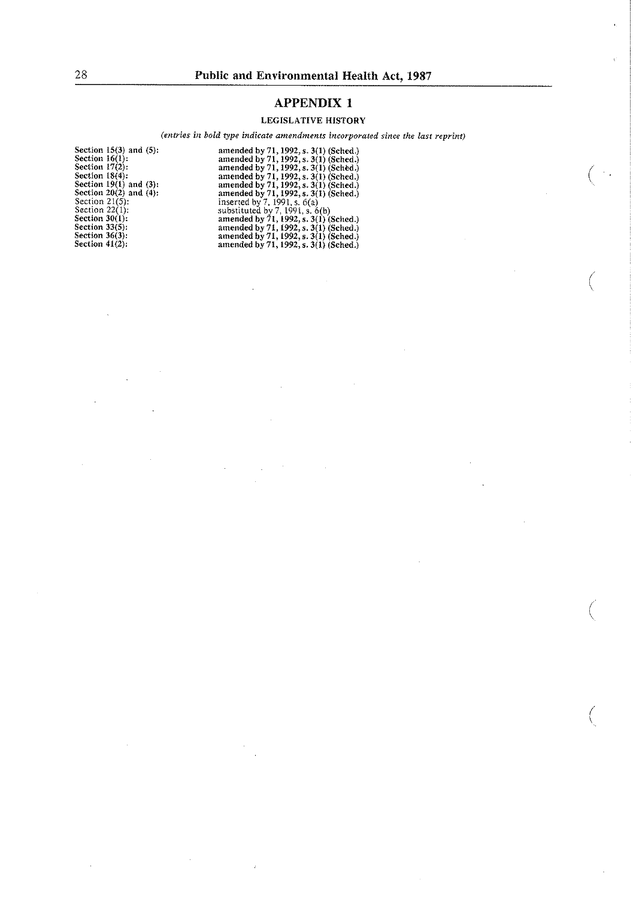## APPENDIX 1

### LEGISLATIVE HISTORY

*(entries in bold type indicate amendments incorporated since the last reprint)*

| | |
|---|---|
| **Section 15(3) and (5):** | **amended by 71, 1992, s. 3(1) (Sched.)** |
| **Section 16(1):** | **amended by 71, 1992, s. 3(1) (Sched.)** |
| **Section 17(2):** | **amended by 71, 1992, s. 3(1) (Sched.)** |
| **Section 18(4):** | **amended by 71, 1992, s. 3(1) (Sched.)** |
| **Section 19(1) and (3):** | **amended by 71, 1992, s. 3(1) (Sched.)** |
| **Section 20(2) and (4):** | **amended by 71, 1992, s. 3(1) (Sched.)** |
| Section 21(5): | inserted by 7, 1991, s. 6(a) |
| Section 22(1): | substituted by 7, 1991, s. 6(b) |
| **Section 30(1):** | **amended by 71, 1992, s. 3(1) (Sched.)** |
| **Section 33(5):** | **amended by 71, 1992, s. 3(1) (Sched.)** |
| **Section 36(3):** | **amended by 71, 1992, s. 3(1) (Sched.)** |
| **Section 41(2):** | **amended by 71, 1992, s. 3(1) (Sched.)** |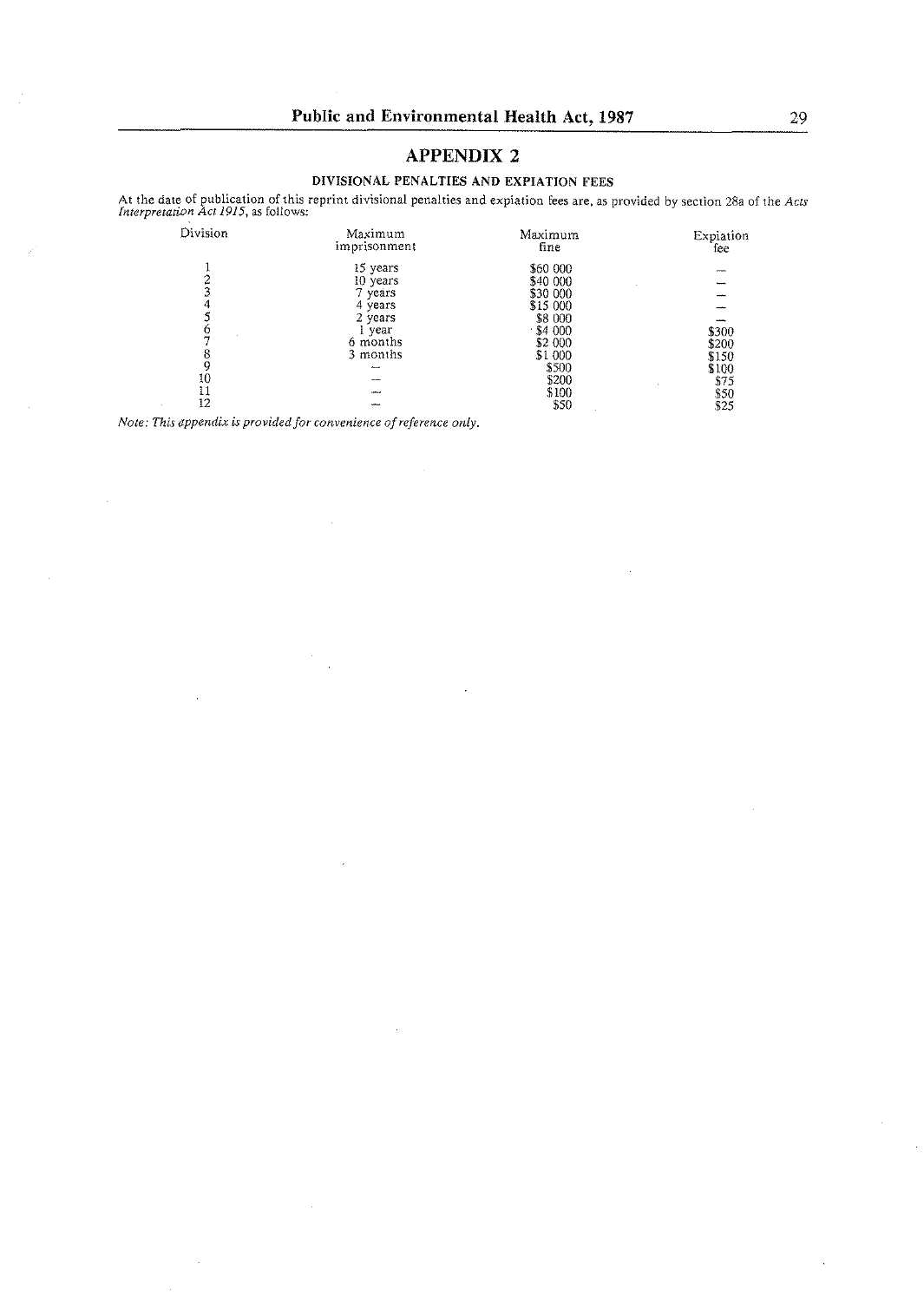# APPENDIX 2

## DIVISIONAL PENALTIES AND EXPIATION FEES

At the date of publication of this reprint divisional penalties and expiation fees are, as provided by section 28a of the *Acts Interpretation Act 1915*, as follows:

| Division | Maximum imprisonment | Maximum fine | Expiation fee |
|---|---|---|---|
| 1 | 15 years | $60 000 | — |
| 2 | 10 years | $40 000 | — |
| 3 | 7 years | $30 000 | — |
| 4 | 4 years | $15 000 | — |
| 5 | 2 years | $8 000 | — |
| 6 | 1 year | $4 000 | $300 |
| 7 | 6 months | $2 000 | $200 |
| 8 | 3 months | $1 000 | $150 |
| 9 | — | $500 | $100 |
| 10 | — | $200 | $75 |
| 11 | — | $100 | $50 |
| 12 | — | $50 | $25 |

*Note: This appendix is provided for convenience of reference only.*